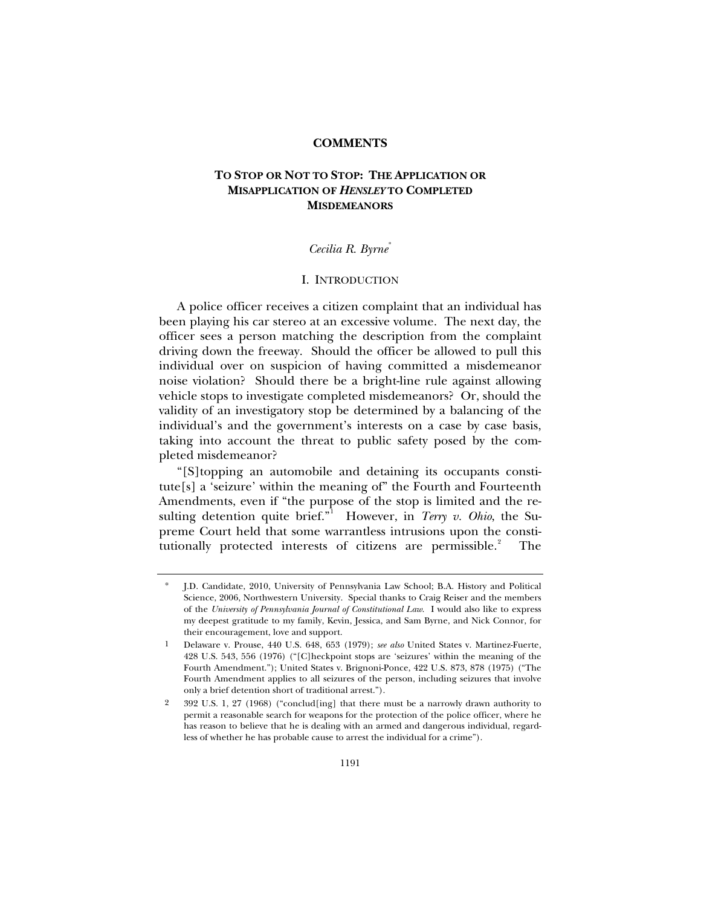## COMMENTS

# TO STOP OR NOT TO STOP: THE APPLICATION OR MISAPPLICATION OF *HENSLEY* TO COMPLETED MISDEMEANORS

*Cecilia R. Byrne*[*]

## I. INTRODUCTION

A police officer receives a citizen complaint that an individual has been playing his car stereo at an excessive volume. The next day, the officer sees a person matching the description from the complaint driving down the freeway. Should the officer be allowed to pull this individual over on suspicion of having committed a misdemeanor noise violation? Should there be a bright-line rule against allowing vehicle stops to investigate completed misdemeanors? Or, should the validity of an investigatory stop be determined by a balancing of the individual's and the government's interests on a case by case basis, taking into account the threat to public safety posed by the completed misdemeanor?

"[S]topping an automobile and detaining its occupants constitute[s] a 'seizure' within the meaning of" the Fourth and Fourteenth Amendments, even if "the purpose of the stop is limited and the resulting detention quite brief."[1] However, in *Terry v. Ohio*, the Supreme Court held that some warrantless intrusions upon the constitutionally protected interests of citizens are permissible.[2] The

---

\* J.D. Candidate, 2010, University of Pennsylvania Law School; B.A. History and Political Science, 2006, Northwestern University. Special thanks to Craig Reiser and the members of the *University of Pennsylvania Journal of Constitutional Law*. I would also like to express my deepest gratitude to my family, Kevin, Jessica, and Sam Byrne, and Nick Connor, for their encouragement, love and support.

1 Delaware v. Prouse, 440 U.S. 648, 653 (1979); *see also* United States v. Martinez-Fuerte, 428 U.S. 543, 556 (1976) ("[C]heckpoint stops are 'seizures' within the meaning of the Fourth Amendment."); United States v. Brignoni-Ponce, 422 U.S. 873, 878 (1975) ("The Fourth Amendment applies to all seizures of the person, including seizures that involve only a brief detention short of traditional arrest.").

2 392 U.S. 1, 27 (1968) ("conclud[ing] that there must be a narrowly drawn authority to permit a reasonable search for weapons for the protection of the police officer, where he has reason to believe that he is dealing with an armed and dangerous individual, regardless of whether he has probable cause to arrest the individual for a crime").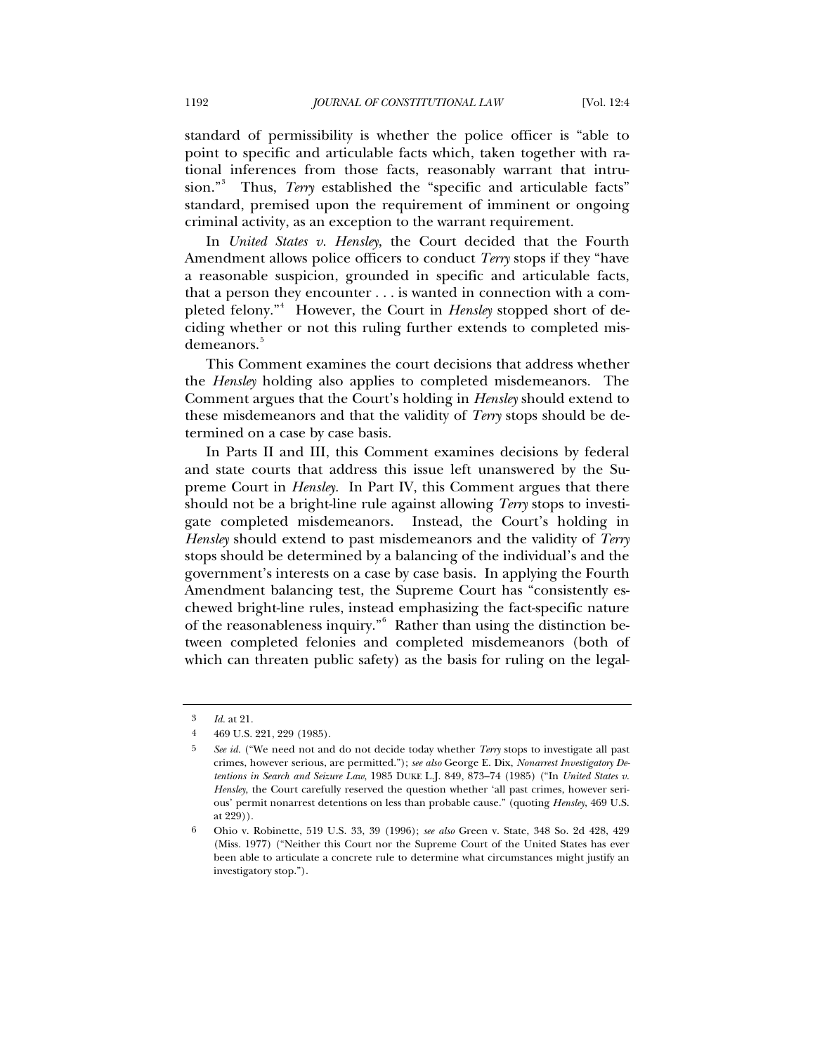standard of permissibility is whether the police officer is "able to point to specific and articulable facts which, taken together with rational inferences from those facts, reasonably warrant that intrusion."[3] Thus, *Terry* established the "specific and articulable facts" standard, premised upon the requirement of imminent or ongoing criminal activity, as an exception to the warrant requirement.

In *United States v. Hensley*, the Court decided that the Fourth Amendment allows police officers to conduct *Terry* stops if they "have a reasonable suspicion, grounded in specific and articulable facts, that a person they encounter . . . is wanted in connection with a completed felony."[4] However, the Court in *Hensley* stopped short of deciding whether or not this ruling further extends to completed misdemeanors.[5]

This Comment examines the court decisions that address whether the *Hensley* holding also applies to completed misdemeanors. The Comment argues that the Court's holding in *Hensley* should extend to these misdemeanors and that the validity of *Terry* stops should be determined on a case by case basis.

In Parts II and III, this Comment examines decisions by federal and state courts that address this issue left unanswered by the Supreme Court in *Hensley*. In Part IV, this Comment argues that there should not be a bright-line rule against allowing *Terry* stops to investigate completed misdemeanors. Instead, the Court's holding in *Hensley* should extend to past misdemeanors and the validity of *Terry* stops should be determined by a balancing of the individual's and the government's interests on a case by case basis. In applying the Fourth Amendment balancing test, the Supreme Court has "consistently eschewed bright-line rules, instead emphasizing the fact-specific nature of the reasonableness inquiry."[6] Rather than using the distinction between completed felonies and completed misdemeanors (both of which can threaten public safety) as the basis for ruling on the legal-

---

3 *Id.* at 21.

4 469 U.S. 221, 229 (1985).

5 *See id.* ("We need not and do not decide today whether *Terry* stops to investigate all past crimes, however serious, are permitted."); *see also* George E. Dix, *Nonarrest Investigatory Detentions in Search and Seizure Law*, 1985 DUKE L.J. 849, 873–74 (1985) ("In *United States v. Hensley*, the Court carefully reserved the question whether 'all past crimes, however serious' permit nonarrest detentions on less than probable cause." (quoting *Hensley*, 469 U.S. at 229)).

6 Ohio v. Robinette, 519 U.S. 33, 39 (1996); *see also* Green v. State, 348 So. 2d 428, 429 (Miss. 1977) ("Neither this Court nor the Supreme Court of the United States has ever been able to articulate a concrete rule to determine what circumstances might justify an investigatory stop.").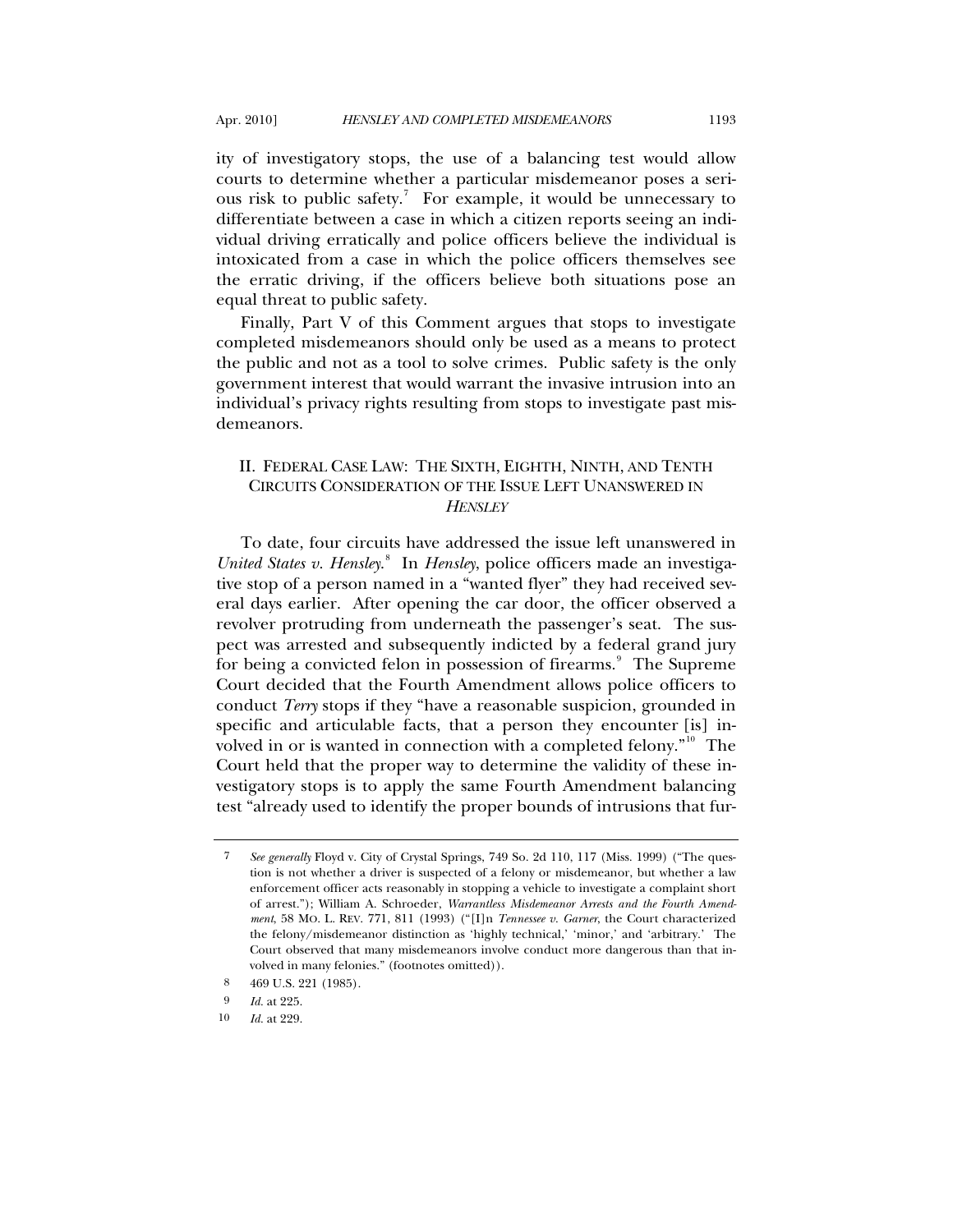ity of investigatory stops, the use of a balancing test would allow courts to determine whether a particular misdemeanor poses a serious risk to public safety.[7] For example, it would be unnecessary to differentiate between a case in which a citizen reports seeing an individual driving erratically and police officers believe the individual is intoxicated from a case in which the police officers themselves see the erratic driving, if the officers believe both situations pose an equal threat to public safety.

Finally, Part V of this Comment argues that stops to investigate completed misdemeanors should only be used as a means to protect the public and not as a tool to solve crimes. Public safety is the only government interest that would warrant the invasive intrusion into an individual's privacy rights resulting from stops to investigate past misdemeanors.

## II. FEDERAL CASE LAW: THE SIXTH, EIGHTH, NINTH, AND TENTH CIRCUITS CONSIDERATION OF THE ISSUE LEFT UNANSWERED IN *HENSLEY*

To date, four circuits have addressed the issue left unanswered in *United States v. Hensley*.[8] In *Hensley*, police officers made an investigative stop of a person named in a "wanted flyer" they had received several days earlier. After opening the car door, the officer observed a revolver protruding from underneath the passenger's seat. The suspect was arrested and subsequently indicted by a federal grand jury for being a convicted felon in possession of firearms.[9] The Supreme Court decided that the Fourth Amendment allows police officers to conduct *Terry* stops if they "have a reasonable suspicion, grounded in specific and articulable facts, that a person they encounter [is] involved in or is wanted in connection with a completed felony."[10] The Court held that the proper way to determine the validity of these investigatory stops is to apply the same Fourth Amendment balancing test "already used to identify the proper bounds of intrusions that fur-

---

7 *See generally* Floyd v. City of Crystal Springs, 749 So. 2d 110, 117 (Miss. 1999) ("The question is not whether a driver is suspected of a felony or misdemeanor, but whether a law enforcement officer acts reasonably in stopping a vehicle to investigate a complaint short of arrest."); William A. Schroeder, *Warrantless Misdemeanor Arrests and the Fourth Amendment*, 58 MO. L. REV. 771, 811 (1993) ("[I]n *Tennessee v. Garner*, the Court characterized the felony/misdemeanor distinction as 'highly technical,' 'minor,' and 'arbitrary.' The Court observed that many misdemeanors involve conduct more dangerous than that involved in many felonies." (footnotes omitted)).

8 469 U.S. 221 (1985).

9 *Id.* at 225.

10 *Id.* at 229.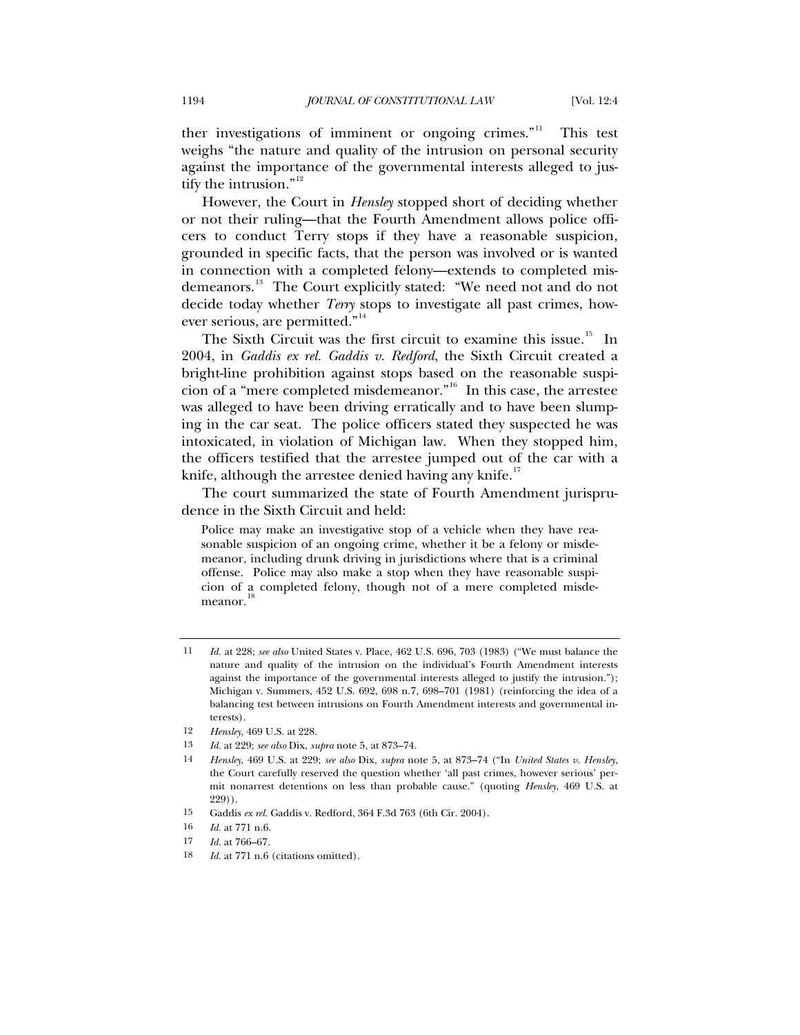ther investigations of imminent or ongoing crimes."[11] This test weighs "the nature and quality of the intrusion on personal security against the importance of the governmental interests alleged to justify the intrusion."[12]

However, the Court in *Hensley* stopped short of deciding whether or not their ruling—that the Fourth Amendment allows police officers to conduct Terry stops if they have a reasonable suspicion, grounded in specific facts, that the person was involved or is wanted in connection with a completed felony—extends to completed misdemeanors.[13] The Court explicitly stated: "We need not and do not decide today whether *Terry* stops to investigate all past crimes, however serious, are permitted."[14]

The Sixth Circuit was the first circuit to examine this issue.[15] In 2004, in *Gaddis ex rel. Gaddis v. Redford*, the Sixth Circuit created a bright-line prohibition against stops based on the reasonable suspicion of a "mere completed misdemeanor."[16] In this case, the arrestee was alleged to have been driving erratically and to have been slumping in the car seat. The police officers stated they suspected he was intoxicated, in violation of Michigan law. When they stopped him, the officers testified that the arrestee jumped out of the car with a knife, although the arrestee denied having any knife.[17]

The court summarized the state of Fourth Amendment jurisprudence in the Sixth Circuit and held:

> Police may make an investigative stop of a vehicle when they have reasonable suspicion of an ongoing crime, whether it be a felony or misdemeanor, including drunk driving in jurisdictions where that is a criminal offense. Police may also make a stop when they have reasonable suspicion of a completed felony, though not of a mere completed misdemeanor.[18]

---

11 *Id.* at 228; *see also* United States v. Place, 462 U.S. 696, 703 (1983) ("We must balance the nature and quality of the intrusion on the individual's Fourth Amendment interests against the importance of the governmental interests alleged to justify the intrusion."); Michigan v. Summers, 452 U.S. 692, 698 n.7, 698–701 (1981) (reinforcing the idea of a balancing test between intrusions on Fourth Amendment interests and governmental interests).

12 *Hensley*, 469 U.S. at 228.

13 *Id.* at 229; *see also* Dix, *supra* note 5, at 873–74.

14 *Hensley*, 469 U.S. at 229; *see also* Dix, *supra* note 5, at 873–74 ("In *United States v. Hensley*, the Court carefully reserved the question whether 'all past crimes, however serious' permit nonarrest detentions on less than probable cause." (quoting *Hensley*, 469 U.S. at 229)).

15 Gaddis *ex rel.* Gaddis v. Redford, 364 F.3d 763 (6th Cir. 2004).

16 *Id.* at 771 n.6.

17 *Id.* at 766–67.

18 *Id.* at 771 n.6 (citations omitted).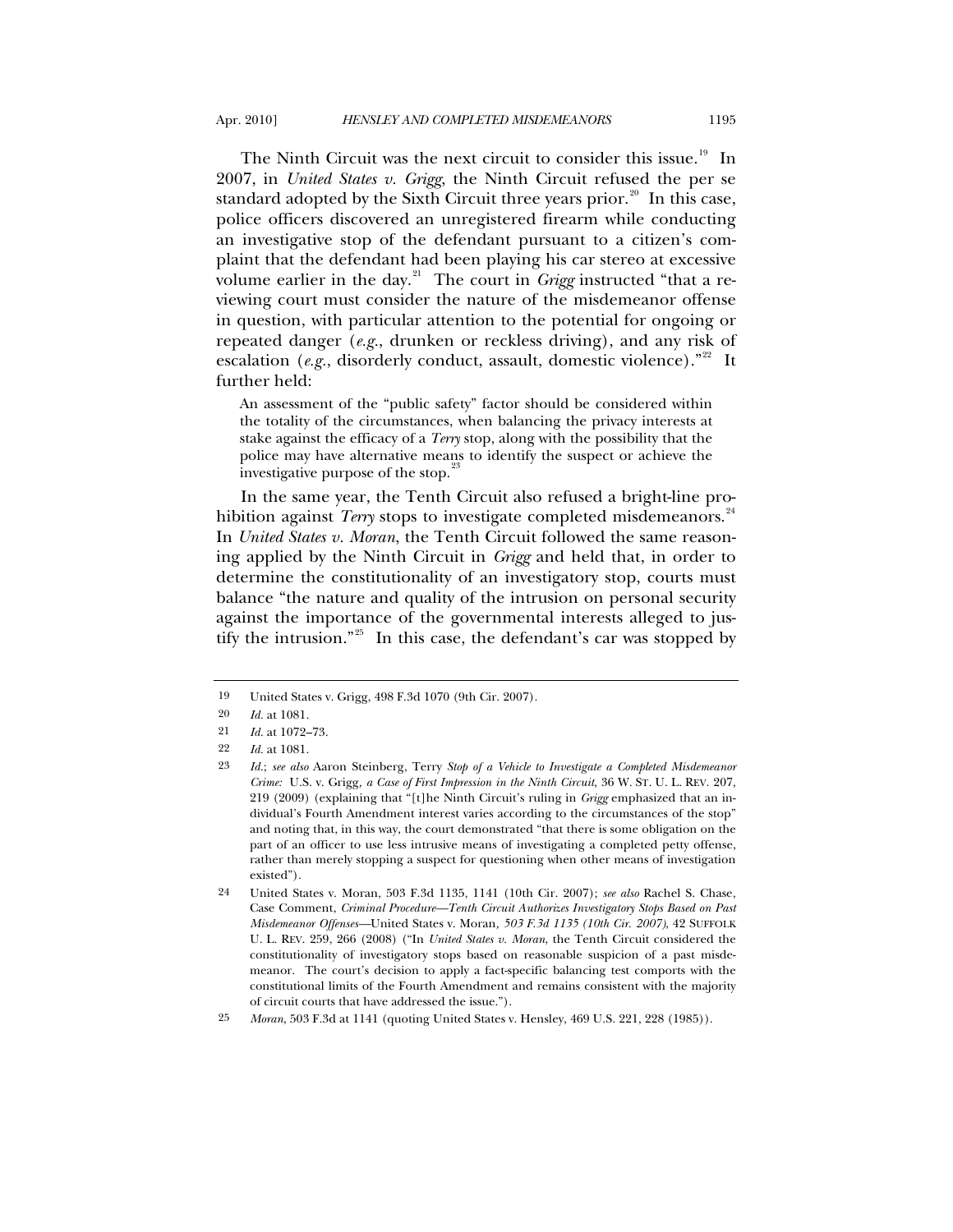The Ninth Circuit was the next circuit to consider this issue.[19] In 2007, in *United States v. Grigg*, the Ninth Circuit refused the per se standard adopted by the Sixth Circuit three years prior.[20] In this case, police officers discovered an unregistered firearm while conducting an investigative stop of the defendant pursuant to a citizen's complaint that the defendant had been playing his car stereo at excessive volume earlier in the day.[21] The court in *Grigg* instructed "that a reviewing court must consider the nature of the misdemeanor offense in question, with particular attention to the potential for ongoing or repeated danger (*e.g.*, drunken or reckless driving), and any risk of escalation (*e.g.*, disorderly conduct, assault, domestic violence)."[22] It further held:

> An assessment of the "public safety" factor should be considered within the totality of the circumstances, when balancing the privacy interests at stake against the efficacy of a *Terry* stop, along with the possibility that the police may have alternative means to identify the suspect or achieve the investigative purpose of the stop.[23]

In the same year, the Tenth Circuit also refused a bright-line prohibition against *Terry* stops to investigate completed misdemeanors.[24] In *United States v. Moran*, the Tenth Circuit followed the same reasoning applied by the Ninth Circuit in *Grigg* and held that, in order to determine the constitutionality of an investigatory stop, courts must balance "the nature and quality of the intrusion on personal security against the importance of the governmental interests alleged to justify the intrusion."[25] In this case, the defendant's car was stopped by

---

19 United States v. Grigg, 498 F.3d 1070 (9th Cir. 2007).

20 *Id.* at 1081.

21 *Id.* at 1072–73.

22 *Id.* at 1081.

23 *Id.*; *see also* Aaron Steinberg, Terry *Stop of a Vehicle to Investigate a Completed Misdemeanor Crime:* U.S. v. Grigg*, a Case of First Impression in the Ninth Circuit*, 36 W. ST. U. L. REV. 207, 219 (2009) (explaining that "[t]he Ninth Circuit's ruling in *Grigg* emphasized that an individual's Fourth Amendment interest varies according to the circumstances of the stop" and noting that, in this way, the court demonstrated "that there is some obligation on the part of an officer to use less intrusive means of investigating a completed petty offense, rather than merely stopping a suspect for questioning when other means of investigation existed").

24 United States v. Moran, 503 F.3d 1135, 1141 (10th Cir. 2007); *see also* Rachel S. Chase, Case Comment, *Criminal Procedure—Tenth Circuit Authorizes Investigatory Stops Based on Past Misdemeanor Offenses—*United States v. Moran*, 503 F.3d 1135 (10th Cir. 2007)*, 42 SUFFOLK U. L. REV. 259, 266 (2008) ("In *United States v. Moran*, the Tenth Circuit considered the constitutionality of investigatory stops based on reasonable suspicion of a past misdemeanor. The court's decision to apply a fact-specific balancing test comports with the constitutional limits of the Fourth Amendment and remains consistent with the majority of circuit courts that have addressed the issue.").

25 *Moran*, 503 F.3d at 1141 (quoting United States v. Hensley, 469 U.S. 221, 228 (1985)).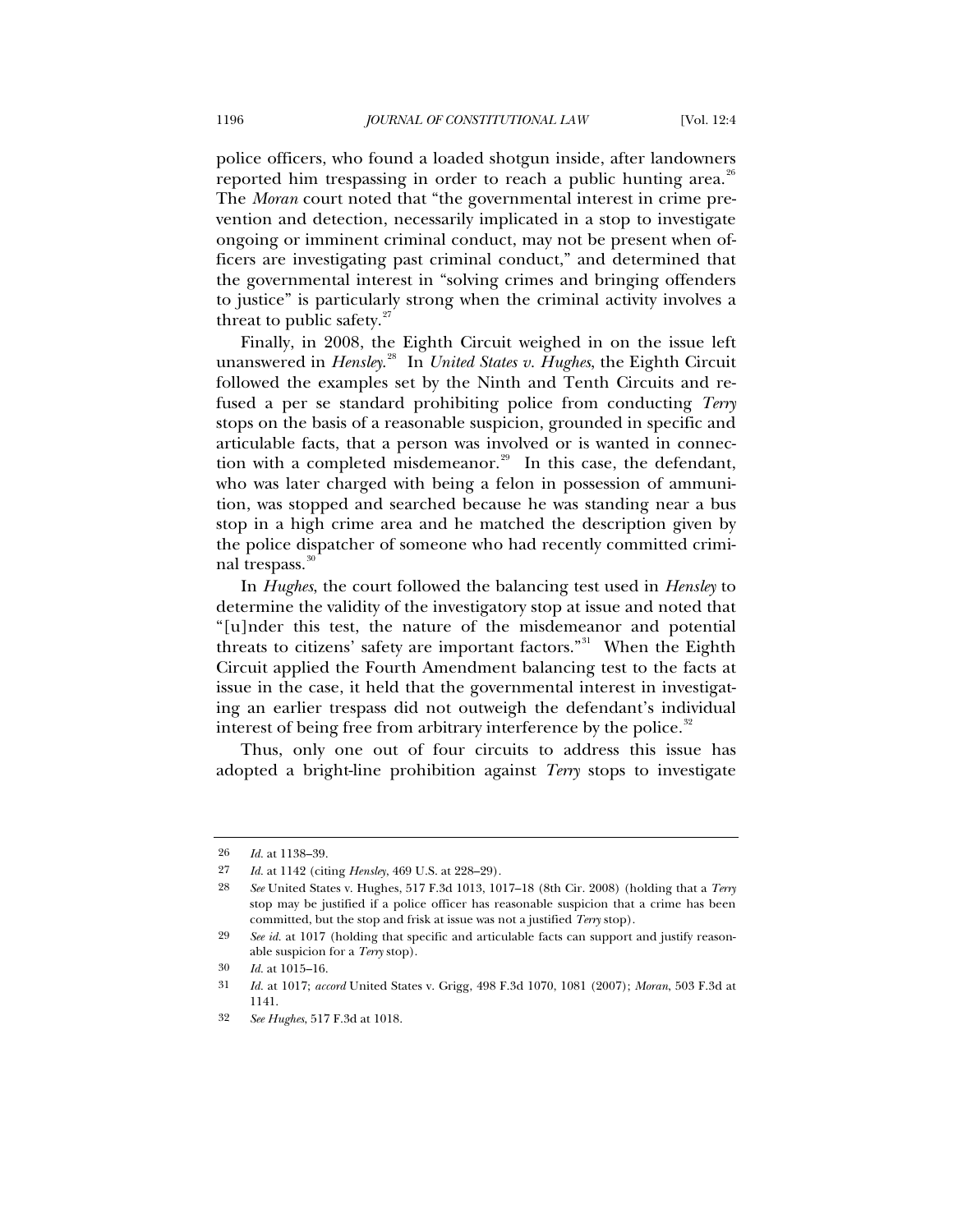police officers, who found a loaded shotgun inside, after landowners reported him trespassing in order to reach a public hunting area.[26] The *Moran* court noted that "the governmental interest in crime prevention and detection, necessarily implicated in a stop to investigate ongoing or imminent criminal conduct, may not be present when officers are investigating past criminal conduct," and determined that the governmental interest in "solving crimes and bringing offenders to justice" is particularly strong when the criminal activity involves a threat to public safety.[27]

Finally, in 2008, the Eighth Circuit weighed in on the issue left unanswered in *Hensley*.[28] In *United States v. Hughes*, the Eighth Circuit followed the examples set by the Ninth and Tenth Circuits and refused a per se standard prohibiting police from conducting *Terry* stops on the basis of a reasonable suspicion, grounded in specific and articulable facts, that a person was involved or is wanted in connection with a completed misdemeanor.[29] In this case, the defendant, who was later charged with being a felon in possession of ammunition, was stopped and searched because he was standing near a bus stop in a high crime area and he matched the description given by the police dispatcher of someone who had recently committed criminal trespass.[30]

In *Hughes*, the court followed the balancing test used in *Hensley* to determine the validity of the investigatory stop at issue and noted that "[u]nder this test, the nature of the misdemeanor and potential threats to citizens' safety are important factors."[31] When the Eighth Circuit applied the Fourth Amendment balancing test to the facts at issue in the case, it held that the governmental interest in investigating an earlier trespass did not outweigh the defendant's individual interest of being free from arbitrary interference by the police.[32]

Thus, only one out of four circuits to address this issue has adopted a bright-line prohibition against *Terry* stops to investigate

---

26 *Id.* at 1138–39.

27 *Id.* at 1142 (citing *Hensley*, 469 U.S. at 228–29).

28 *See* United States v. Hughes, 517 F.3d 1013, 1017–18 (8th Cir. 2008) (holding that a *Terry* stop may be justified if a police officer has reasonable suspicion that a crime has been committed, but the stop and frisk at issue was not a justified *Terry* stop).

29 *See id.* at 1017 (holding that specific and articulable facts can support and justify reasonable suspicion for a *Terry* stop).

30 *Id.* at 1015–16.

31 *Id.* at 1017; *accord* United States v. Grigg, 498 F.3d 1070, 1081 (2007); *Moran*, 503 F.3d at 1141.

32 *See Hughes*, 517 F.3d at 1018.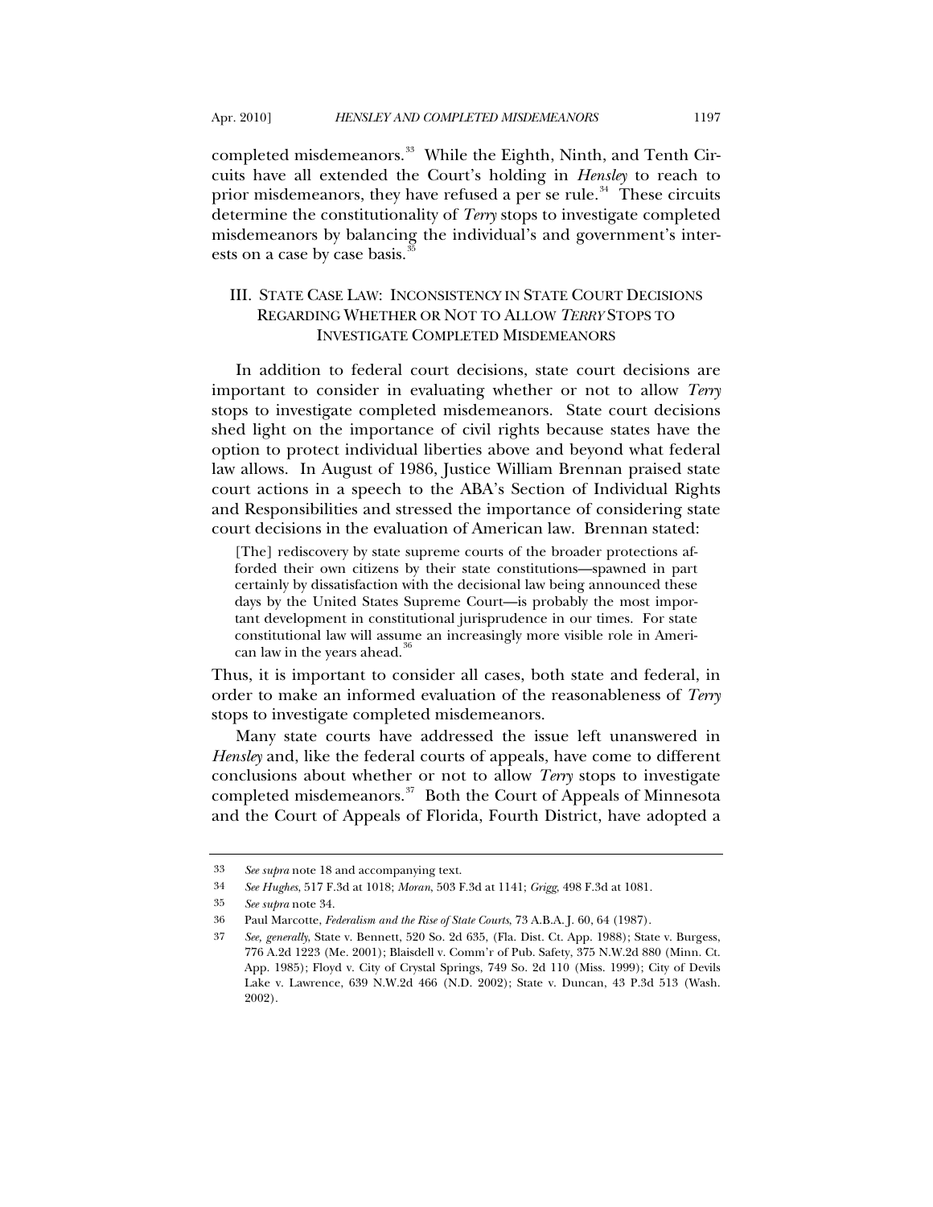completed misdemeanors.[33] While the Eighth, Ninth, and Tenth Circuits have all extended the Court's holding in *Hensley* to reach to prior misdemeanors, they have refused a per se rule.[34] These circuits determine the constitutionality of *Terry* stops to investigate completed misdemeanors by balancing the individual's and government's interests on a case by case basis.[35]

## III. STATE CASE LAW: INCONSISTENCY IN STATE COURT DECISIONS REGARDING WHETHER OR NOT TO ALLOW *TERRY* STOPS TO INVESTIGATE COMPLETED MISDEMEANORS

In addition to federal court decisions, state court decisions are important to consider in evaluating whether or not to allow *Terry* stops to investigate completed misdemeanors. State court decisions shed light on the importance of civil rights because states have the option to protect individual liberties above and beyond what federal law allows. In August of 1986, Justice William Brennan praised state court actions in a speech to the ABA's Section of Individual Rights and Responsibilities and stressed the importance of considering state court decisions in the evaluation of American law. Brennan stated:

> [The] rediscovery by state supreme courts of the broader protections afforded their own citizens by their state constitutions—spawned in part certainly by dissatisfaction with the decisional law being announced these days by the United States Supreme Court—is probably the most important development in constitutional jurisprudence in our times. For state constitutional law will assume an increasingly more visible role in American law in the years ahead.[36]

Thus, it is important to consider all cases, both state and federal, in order to make an informed evaluation of the reasonableness of *Terry* stops to investigate completed misdemeanors.

Many state courts have addressed the issue left unanswered in *Hensley* and, like the federal courts of appeals, have come to different conclusions about whether or not to allow *Terry* stops to investigate completed misdemeanors.[37] Both the Court of Appeals of Minnesota and the Court of Appeals of Florida, Fourth District, have adopted a

---

33 *See supra* note 18 and accompanying text.

34 *See Hughes*, 517 F.3d at 1018; *Moran*, 503 F.3d at 1141; *Grigg*, 498 F.3d at 1081.

35 *See supra* note 34.

36 Paul Marcotte, *Federalism and the Rise of State Courts*, 73 A.B.A. J. 60, 64 (1987).

37 *See, generally*, State v. Bennett, 520 So. 2d 635, (Fla. Dist. Ct. App. 1988); State v. Burgess, 776 A.2d 1223 (Me. 2001); Blaisdell v. Comm'r of Pub. Safety, 375 N.W.2d 880 (Minn. Ct. App. 1985); Floyd v. City of Crystal Springs, 749 So. 2d 110 (Miss. 1999); City of Devils Lake v. Lawrence, 639 N.W.2d 466 (N.D. 2002); State v. Duncan, 43 P.3d 513 (Wash. 2002).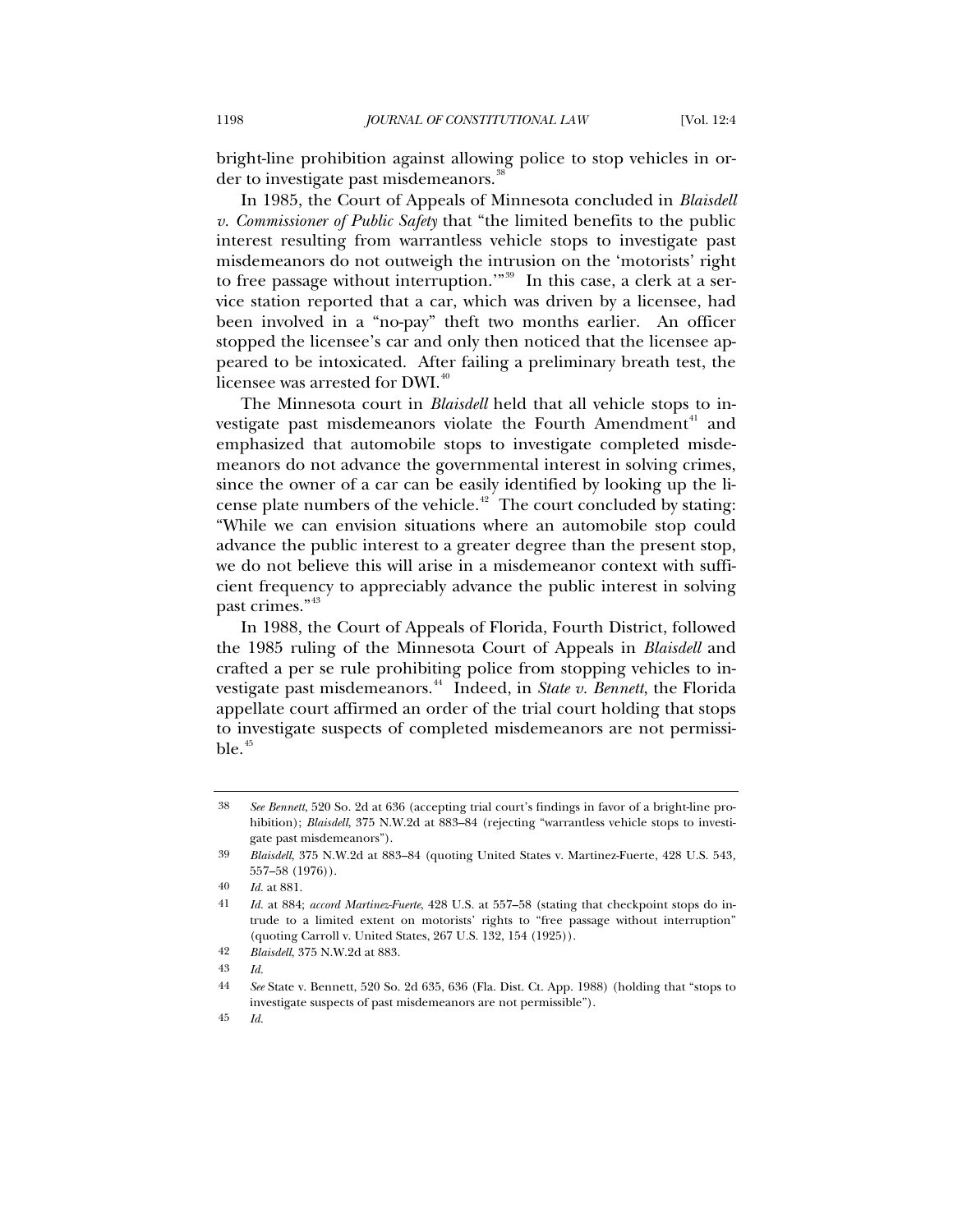bright-line prohibition against allowing police to stop vehicles in order to investigate past misdemeanors.[38]

In 1985, the Court of Appeals of Minnesota concluded in *Blaisdell v. Commissioner of Public Safety* that "the limited benefits to the public interest resulting from warrantless vehicle stops to investigate past misdemeanors do not outweigh the intrusion on the 'motorists' right to free passage without interruption.'"[39] In this case, a clerk at a service station reported that a car, which was driven by a licensee, had been involved in a "no-pay" theft two months earlier. An officer stopped the licensee's car and only then noticed that the licensee appeared to be intoxicated. After failing a preliminary breath test, the licensee was arrested for DWI.[40]

The Minnesota court in *Blaisdell* held that all vehicle stops to investigate past misdemeanors violate the Fourth Amendment[41] and emphasized that automobile stops to investigate completed misdemeanors do not advance the governmental interest in solving crimes, since the owner of a car can be easily identified by looking up the license plate numbers of the vehicle.[42] The court concluded by stating: "While we can envision situations where an automobile stop could advance the public interest to a greater degree than the present stop, we do not believe this will arise in a misdemeanor context with sufficient frequency to appreciably advance the public interest in solving past crimes."[43]

In 1988, the Court of Appeals of Florida, Fourth District, followed the 1985 ruling of the Minnesota Court of Appeals in *Blaisdell* and crafted a per se rule prohibiting police from stopping vehicles to investigate past misdemeanors.[44] Indeed, in *State v. Bennett*, the Florida appellate court affirmed an order of the trial court holding that stops to investigate suspects of completed misdemeanors are not permissible.[45]

---

38 *See Bennett*, 520 So. 2d at 636 (accepting trial court's findings in favor of a bright-line prohibition); *Blaisdell*, 375 N.W.2d at 883–84 (rejecting "warrantless vehicle stops to investigate past misdemeanors").

39 *Blaisdell*, 375 N.W.2d at 883–84 (quoting United States v. Martinez-Fuerte, 428 U.S. 543, 557–58 (1976)).

40 *Id.* at 881.

41 *Id.* at 884; *accord Martinez-Fuerte*, 428 U.S. at 557–58 (stating that checkpoint stops do intrude to a limited extent on motorists' rights to "free passage without interruption" (quoting Carroll v. United States, 267 U.S. 132, 154 (1925)).

42 *Blaisdell*, 375 N.W.2d at 883.

43 *Id.*

44 *See* State v. Bennett, 520 So. 2d 635, 636 (Fla. Dist. Ct. App. 1988) (holding that "stops to investigate suspects of past misdemeanors are not permissible").

45 *Id.*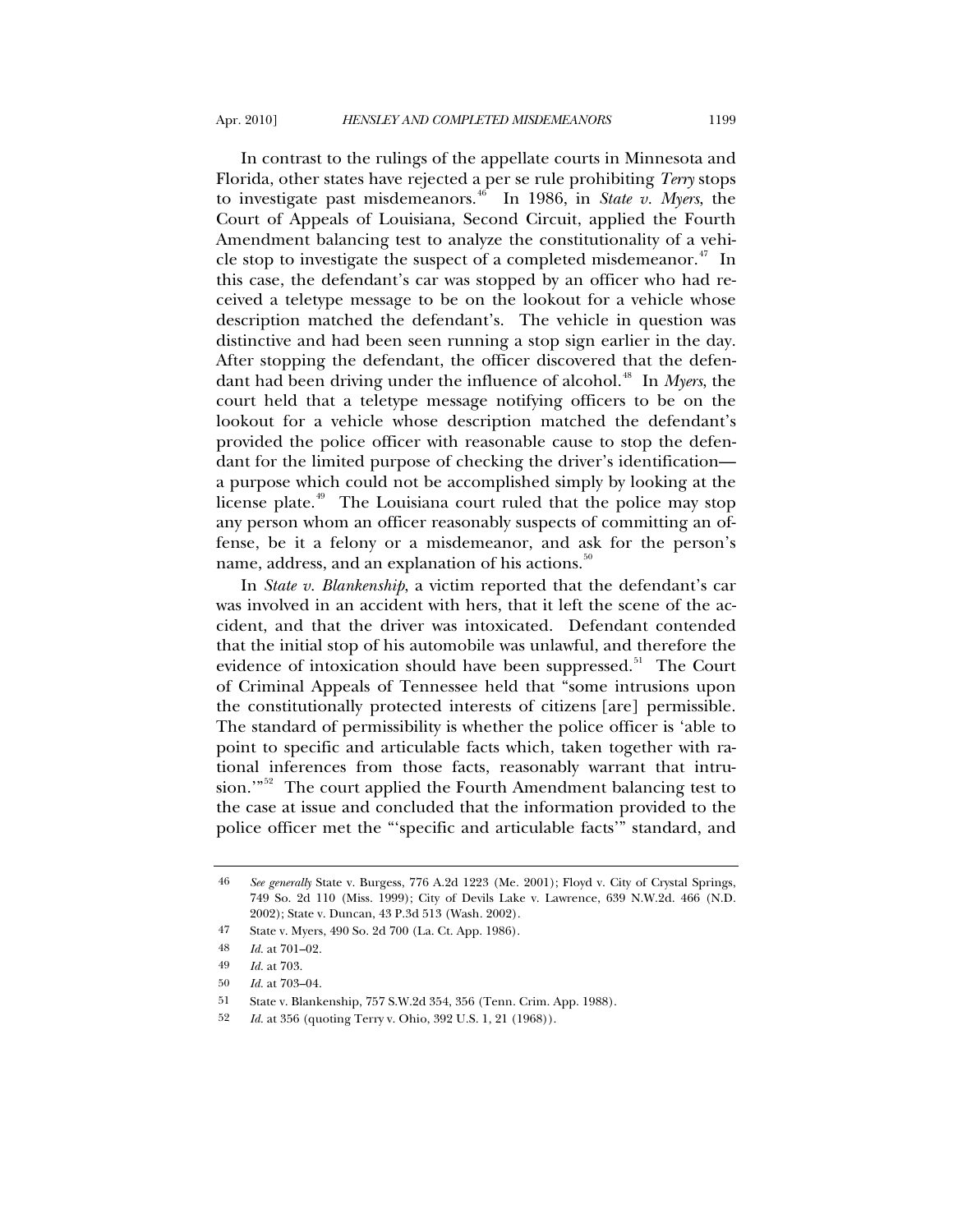In contrast to the rulings of the appellate courts in Minnesota and Florida, other states have rejected a per se rule prohibiting *Terry* stops to investigate past misdemeanors.[46] In 1986, in *State v. Myers*, the Court of Appeals of Louisiana, Second Circuit, applied the Fourth Amendment balancing test to analyze the constitutionality of a vehicle stop to investigate the suspect of a completed misdemeanor.[47] In this case, the defendant's car was stopped by an officer who had received a teletype message to be on the lookout for a vehicle whose description matched the defendant's. The vehicle in question was distinctive and had been seen running a stop sign earlier in the day. After stopping the defendant, the officer discovered that the defendant had been driving under the influence of alcohol.[48] In *Myers*, the court held that a teletype message notifying officers to be on the lookout for a vehicle whose description matched the defendant's provided the police officer with reasonable cause to stop the defendant for the limited purpose of checking the driver's identification—a purpose which could not be accomplished simply by looking at the license plate.[49] The Louisiana court ruled that the police may stop any person whom an officer reasonably suspects of committing an offense, be it a felony or a misdemeanor, and ask for the person's name, address, and an explanation of his actions.[50]

In *State v. Blankenship*, a victim reported that the defendant's car was involved in an accident with hers, that it left the scene of the accident, and that the driver was intoxicated. Defendant contended that the initial stop of his automobile was unlawful, and therefore the evidence of intoxication should have been suppressed.[51] The Court of Criminal Appeals of Tennessee held that "some intrusions upon the constitutionally protected interests of citizens [are] permissible. The standard of permissibility is whether the police officer is 'able to point to specific and articulable facts which, taken together with rational inferences from those facts, reasonably warrant that intrusion.'"[52] The court applied the Fourth Amendment balancing test to the case at issue and concluded that the information provided to the police officer met the "'specific and articulable facts'" standard, and

---

46 *See generally* State v. Burgess, 776 A.2d 1223 (Me. 2001); Floyd v. City of Crystal Springs, 749 So. 2d 110 (Miss. 1999); City of Devils Lake v. Lawrence, 639 N.W.2d. 466 (N.D. 2002); State v. Duncan, 43 P.3d 513 (Wash. 2002).

47 State v. Myers, 490 So. 2d 700 (La. Ct. App. 1986).

48 *Id.* at 701–02.

49 *Id.* at 703.

50 *Id.* at 703–04.

51 State v. Blankenship, 757 S.W.2d 354, 356 (Tenn. Crim. App. 1988).

52 *Id.* at 356 (quoting Terry v. Ohio, 392 U.S. 1, 21 (1968)).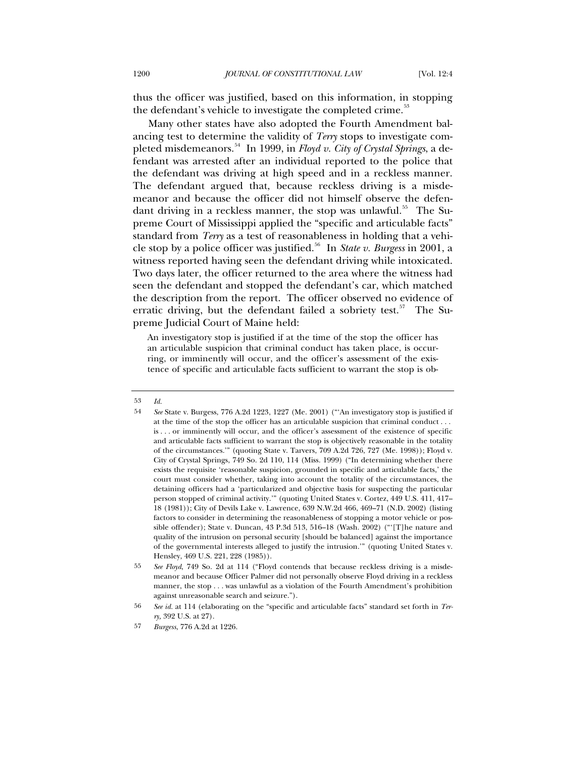thus the officer was justified, based on this information, in stopping the defendant's vehicle to investigate the completed crime.[53]

Many other states have also adopted the Fourth Amendment balancing test to determine the validity of *Terry* stops to investigate completed misdemeanors.[54] In 1999, in *Floyd v. City of Crystal Springs*, a defendant was arrested after an individual reported to the police that the defendant was driving at high speed and in a reckless manner. The defendant argued that, because reckless driving is a misdemeanor and because the officer did not himself observe the defendant driving in a reckless manner, the stop was unlawful.[55] The Supreme Court of Mississippi applied the "specific and articulable facts" standard from *Terry* as a test of reasonableness in holding that a vehicle stop by a police officer was justified.[56] In *State v. Burgess* in 2001, a witness reported having seen the defendant driving while intoxicated. Two days later, the officer returned to the area where the witness had seen the defendant and stopped the defendant's car, which matched the description from the report. The officer observed no evidence of erratic driving, but the defendant failed a sobriety test.[57] The Supreme Judicial Court of Maine held:

> An investigatory stop is justified if at the time of the stop the officer has an articulable suspicion that criminal conduct has taken place, is occurring, or imminently will occur, and the officer's assessment of the existence of specific and articulable facts sufficient to warrant the stop is ob-

---

53 *Id.*

54 *See* State v. Burgess, 776 A.2d 1223, 1227 (Me. 2001) ("'An investigatory stop is justified if at the time of the stop the officer has an articulable suspicion that criminal conduct . . . is . . . or imminently will occur, and the officer's assessment of the existence of specific and articulable facts sufficient to warrant the stop is objectively reasonable in the totality of the circumstances.'" (quoting State v. Tarvers, 709 A.2d 726, 727 (Me. 1998)); Floyd v. City of Crystal Springs, 749 So. 2d 110, 114 (Miss. 1999) ("In determining whether there exists the requisite 'reasonable suspicion, grounded in specific and articulable facts,' the court must consider whether, taking into account the totality of the circumstances, the detaining officers had a 'particularized and objective basis for suspecting the particular person stopped of criminal activity.'" (quoting United States v. Cortez, 449 U.S. 411, 417–18 (1981)); City of Devils Lake v. Lawrence, 639 N.W.2d 466, 469–71 (N.D. 2002) (listing factors to consider in determining the reasonableness of stopping a motor vehicle or possible offender); State v. Duncan, 43 P.3d 513, 516–18 (Wash. 2002) ("'[T]he nature and quality of the intrusion on personal security [should be balanced] against the importance of the governmental interests alleged to justify the intrusion.'" (quoting United States v. Hensley, 469 U.S. 221, 228 (1985)).

55 *See Floyd*, 749 So. 2d at 114 ("Floyd contends that because reckless driving is a misdemeanor and because Officer Palmer did not personally observe Floyd driving in a reckless manner, the stop . . . was unlawful as a violation of the Fourth Amendment's prohibition against unreasonable search and seizure.").

56 *See id.* at 114 (elaborating on the "specific and articulable facts" standard set forth in *Terry*, 392 U.S. at 27).

57 *Burgess*, 776 A.2d at 1226.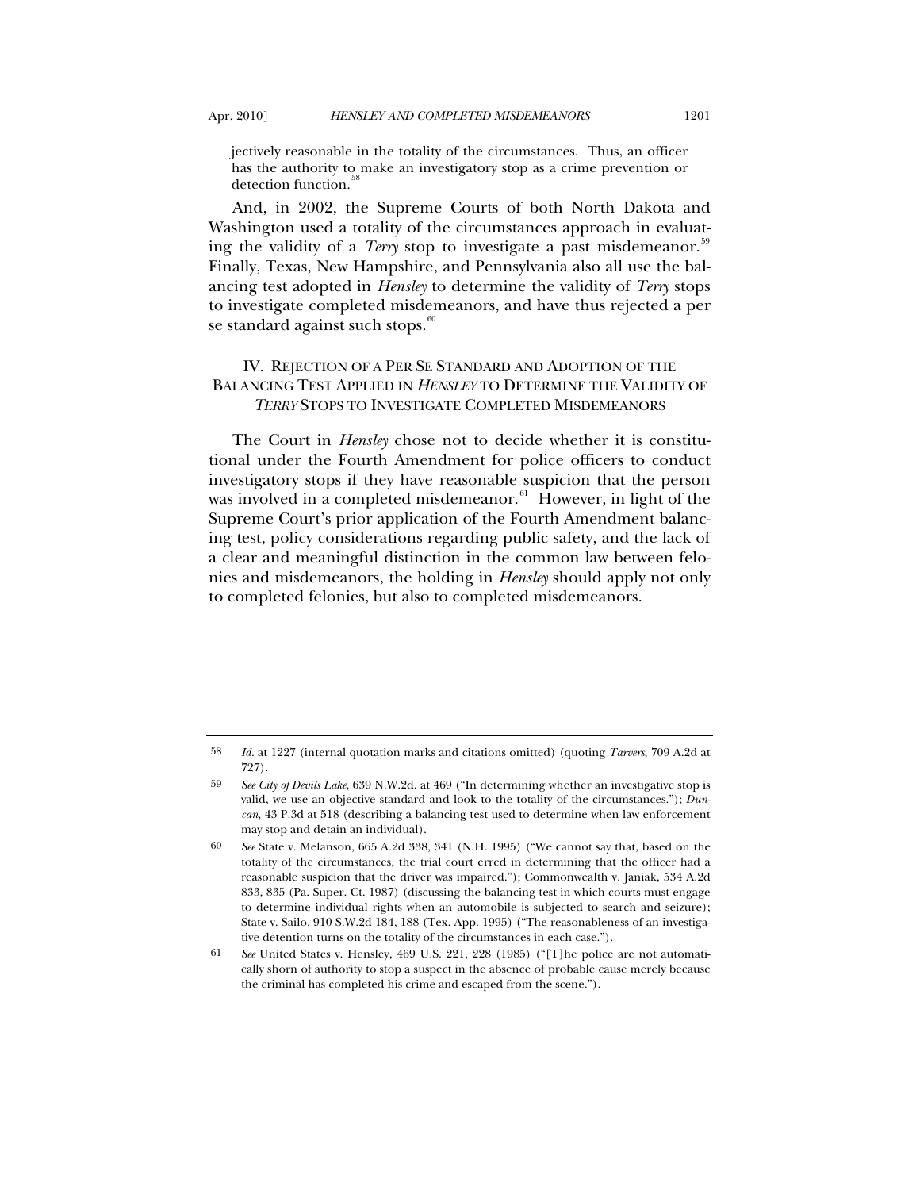jectively reasonable in the totality of the circumstances. Thus, an officer has the authority to make an investigatory stop as a crime prevention or detection function.[58]

And, in 2002, the Supreme Courts of both North Dakota and Washington used a totality of the circumstances approach in evaluating the validity of a *Terry* stop to investigate a past misdemeanor.[59] Finally, Texas, New Hampshire, and Pennsylvania also all use the balancing test adopted in *Hensley* to determine the validity of *Terry* stops to investigate completed misdemeanors, and have thus rejected a per se standard against such stops.[60]

## IV. REJECTION OF A PER SE STANDARD AND ADOPTION OF THE BALANCING TEST APPLIED IN *HENSLEY* TO DETERMINE THE VALIDITY OF *TERRY* STOPS TO INVESTIGATE COMPLETED MISDEMEANORS

The Court in *Hensley* chose not to decide whether it is constitutional under the Fourth Amendment for police officers to conduct investigatory stops if they have reasonable suspicion that the person was involved in a completed misdemeanor.[61] However, in light of the Supreme Court's prior application of the Fourth Amendment balancing test, policy considerations regarding public safety, and the lack of a clear and meaningful distinction in the common law between felonies and misdemeanors, the holding in *Hensley* should apply not only to completed felonies, but also to completed misdemeanors.

---

58 *Id.* at 1227 (internal quotation marks and citations omitted) (quoting *Tarvers*, 709 A.2d at 727).

59 *See City of Devils Lake*, 639 N.W.2d. at 469 ("In determining whether an investigative stop is valid, we use an objective standard and look to the totality of the circumstances."); *Duncan*, 43 P.3d at 518 (describing a balancing test used to determine when law enforcement may stop and detain an individual).

60 *See* State v. Melanson, 665 A.2d 338, 341 (N.H. 1995) ("We cannot say that, based on the totality of the circumstances, the trial court erred in determining that the officer had a reasonable suspicion that the driver was impaired."); Commonwealth v. Janiak, 534 A.2d 833, 835 (Pa. Super. Ct. 1987) (discussing the balancing test in which courts must engage to determine individual rights when an automobile is subjected to search and seizure); State v. Sailo, 910 S.W.2d 184, 188 (Tex. App. 1995) ("The reasonableness of an investigative detention turns on the totality of the circumstances in each case.").

61 *See* United States v. Hensley, 469 U.S. 221, 228 (1985) ("[T]he police are not automatically shorn of authority to stop a suspect in the absence of probable cause merely because the criminal has completed his crime and escaped from the scene.").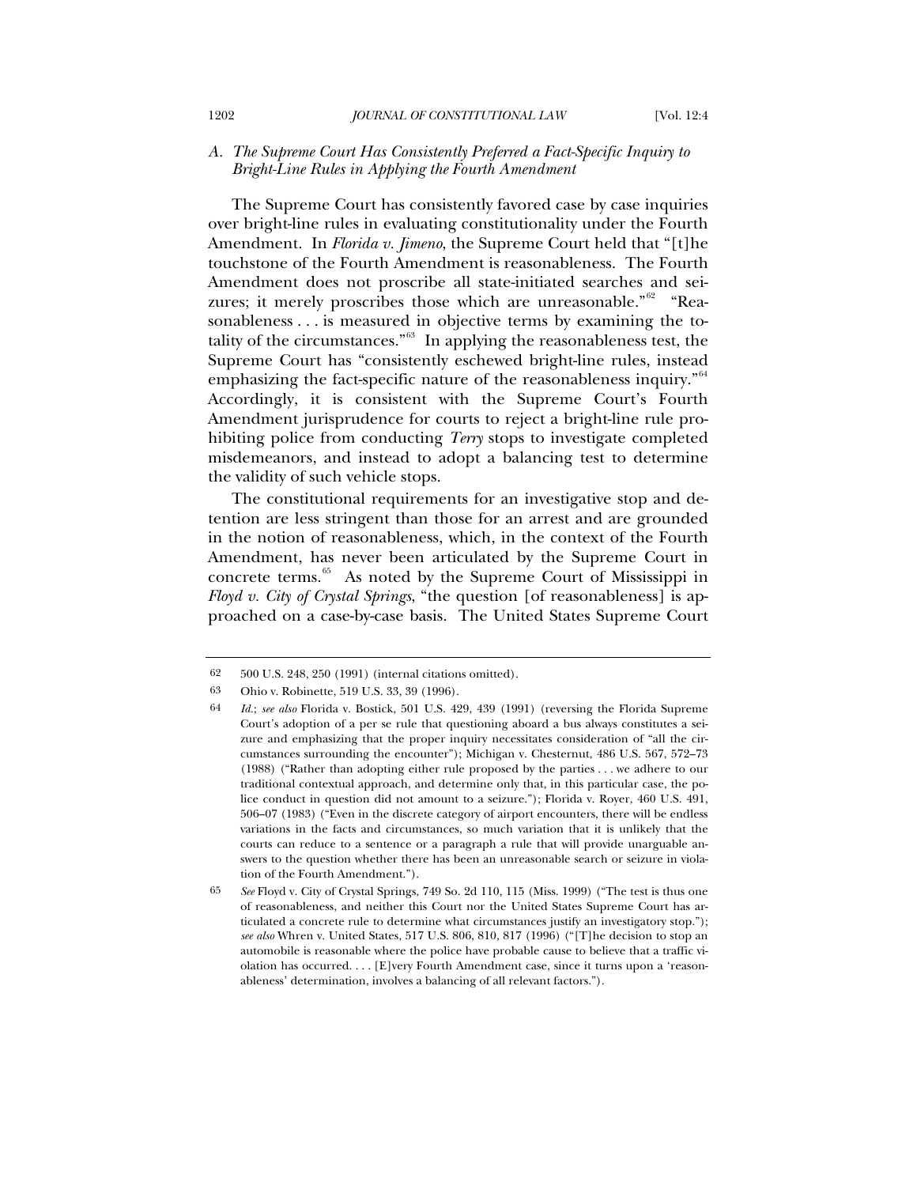### *A. The Supreme Court Has Consistently Preferred a Fact-Specific Inquiry to Bright-Line Rules in Applying the Fourth Amendment*

The Supreme Court has consistently favored case by case inquiries over bright-line rules in evaluating constitutionality under the Fourth Amendment. In *Florida v. Jimeno*, the Supreme Court held that "[t]he touchstone of the Fourth Amendment is reasonableness. The Fourth Amendment does not proscribe all state-initiated searches and seizures; it merely proscribes those which are unreasonable."[62] "Reasonableness . . . is measured in objective terms by examining the totality of the circumstances."[63] In applying the reasonableness test, the Supreme Court has "consistently eschewed bright-line rules, instead emphasizing the fact-specific nature of the reasonableness inquiry."[64] Accordingly, it is consistent with the Supreme Court's Fourth Amendment jurisprudence for courts to reject a bright-line rule prohibiting police from conducting *Terry* stops to investigate completed misdemeanors, and instead to adopt a balancing test to determine the validity of such vehicle stops.

The constitutional requirements for an investigative stop and detention are less stringent than those for an arrest and are grounded in the notion of reasonableness, which, in the context of the Fourth Amendment, has never been articulated by the Supreme Court in concrete terms.[65] As noted by the Supreme Court of Mississippi in *Floyd v. City of Crystal Springs*, "the question [of reasonableness] is approached on a case-by-case basis. The United States Supreme Court

---

62 500 U.S. 248, 250 (1991) (internal citations omitted).

63 Ohio v. Robinette, 519 U.S. 33, 39 (1996).

64 *Id.*; *see also* Florida v. Bostick, 501 U.S. 429, 439 (1991) (reversing the Florida Supreme Court's adoption of a per se rule that questioning aboard a bus always constitutes a seizure and emphasizing that the proper inquiry necessitates consideration of "all the circumstances surrounding the encounter"); Michigan v. Chesternut, 486 U.S. 567, 572–73 (1988) ("Rather than adopting either rule proposed by the parties . . . we adhere to our traditional contextual approach, and determine only that, in this particular case, the police conduct in question did not amount to a seizure."); Florida v. Royer, 460 U.S. 491, 506–07 (1983) ("Even in the discrete category of airport encounters, there will be endless variations in the facts and circumstances, so much variation that it is unlikely that the courts can reduce to a sentence or a paragraph a rule that will provide unarguable answers to the question whether there has been an unreasonable search or seizure in violation of the Fourth Amendment.").

65 *See* Floyd v. City of Crystal Springs, 749 So. 2d 110, 115 (Miss. 1999) ("The test is thus one of reasonableness, and neither this Court nor the United States Supreme Court has articulated a concrete rule to determine what circumstances justify an investigatory stop."); *see also* Whren v. United States, 517 U.S. 806, 810, 817 (1996) ("[T]he decision to stop an automobile is reasonable where the police have probable cause to believe that a traffic violation has occurred. . . . [E]very Fourth Amendment case, since it turns upon a 'reasonableness' determination, involves a balancing of all relevant factors.").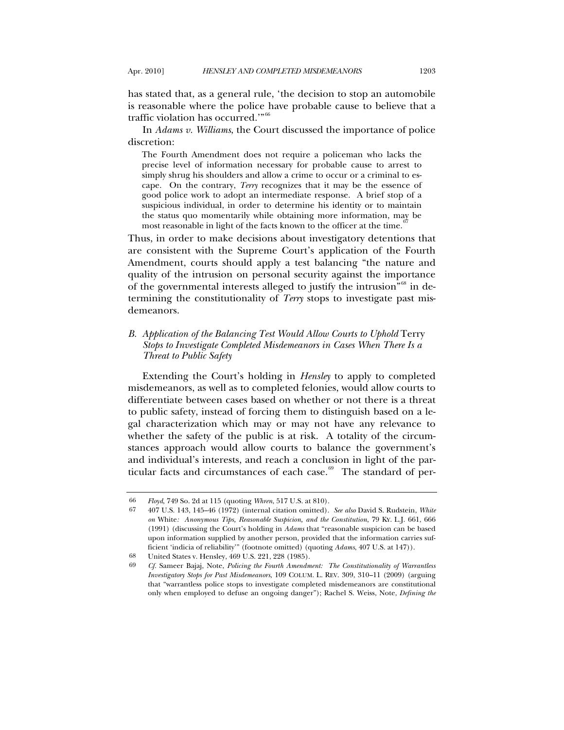has stated that, as a general rule, 'the decision to stop an automobile is reasonable where the police have probable cause to believe that a traffic violation has occurred.'"[66]

In *Adams v. Williams*, the Court discussed the importance of police discretion:

> The Fourth Amendment does not require a policeman who lacks the precise level of information necessary for probable cause to arrest to simply shrug his shoulders and allow a crime to occur or a criminal to escape. On the contrary, *Terry* recognizes that it may be the essence of good police work to adopt an intermediate response. A brief stop of a suspicious individual, in order to determine his identity or to maintain the status quo momentarily while obtaining more information, may be most reasonable in light of the facts known to the officer at the time.[67]

Thus, in order to make decisions about investigatory detentions that are consistent with the Supreme Court's application of the Fourth Amendment, courts should apply a test balancing "the nature and quality of the intrusion on personal security against the importance of the governmental interests alleged to justify the intrusion"[68] in determining the constitutionality of *Terry* stops to investigate past misdemeanors.

### *B. Application of the Balancing Test Would Allow Courts to Uphold* Terry *Stops to Investigate Completed Misdemeanors in Cases When There Is a Threat to Public Safety*

Extending the Court's holding in *Hensley* to apply to completed misdemeanors, as well as to completed felonies, would allow courts to differentiate between cases based on whether or not there is a threat to public safety, instead of forcing them to distinguish based on a legal characterization which may or may not have any relevance to whether the safety of the public is at risk. A totality of the circumstances approach would allow courts to balance the government's and individual's interests, and reach a conclusion in light of the particular facts and circumstances of each case.[69] The standard of per-

---

66 *Floyd*, 749 So. 2d at 115 (quoting *Whren*, 517 U.S. at 810).

67 407 U.S. 143, 145–46 (1972) (internal citation omitted). *See also* David S. Rudstein, *White on* White*: Anonymous Tips, Reasonable Suspicion, and the Constitution*, 79 KY. L.J. 661, 666 (1991) (discussing the Court's holding in *Adams* that "reasonable suspicion can be based upon information supplied by another person, provided that the information carries sufficient 'indicia of reliability'" (footnote omitted) (quoting *Adams*, 407 U.S. at 147)).

68 United States v. Hensley, 469 U.S. 221, 228 (1985).

69 *Cf.* Sameer Bajaj, Note, *Policing the Fourth Amendment: The Constitutionality of Warrantless Investigatory Stops for Past Misdemeanors*, 109 COLUM. L. REV. 309, 310–11 (2009) (arguing that "warrantless police stops to investigate completed misdemeanors are constitutional only when employed to defuse an ongoing danger"); Rachel S. Weiss, Note, *Defining the*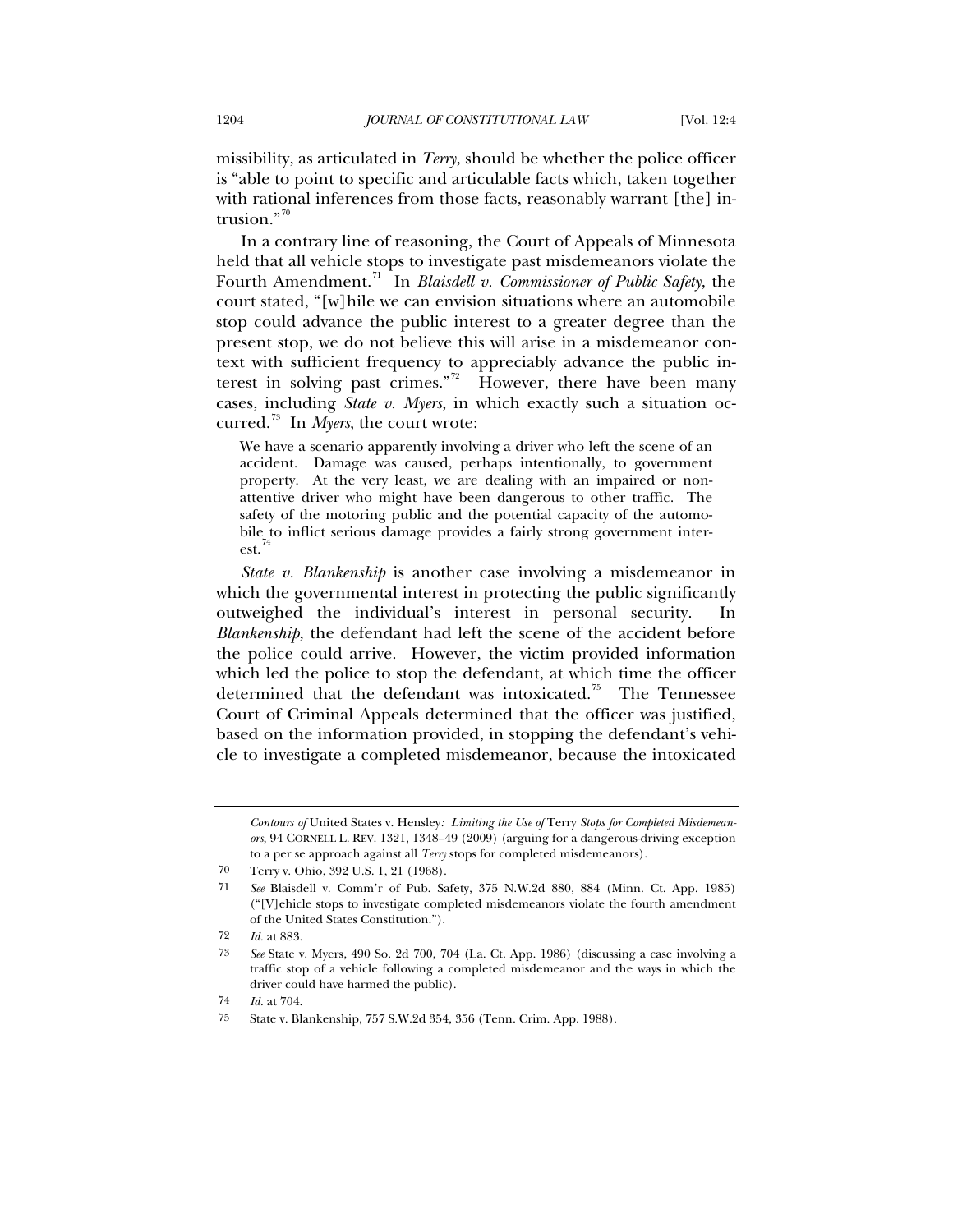missibility, as articulated in *Terry*, should be whether the police officer is "able to point to specific and articulable facts which, taken together with rational inferences from those facts, reasonably warrant [the] intrusion."[70]

In a contrary line of reasoning, the Court of Appeals of Minnesota held that all vehicle stops to investigate past misdemeanors violate the Fourth Amendment.[71] In *Blaisdell v. Commissioner of Public Safety*, the court stated, "[w]hile we can envision situations where an automobile stop could advance the public interest to a greater degree than the present stop, we do not believe this will arise in a misdemeanor context with sufficient frequency to appreciably advance the public interest in solving past crimes."[72] However, there have been many cases, including *State v. Myers*, in which exactly such a situation occurred.[73] In *Myers*, the court wrote:

> We have a scenario apparently involving a driver who left the scene of an accident. Damage was caused, perhaps intentionally, to government property. At the very least, we are dealing with an impaired or non-attentive driver who might have been dangerous to other traffic. The safety of the motoring public and the potential capacity of the automobile to inflict serious damage provides a fairly strong government interest.[74]

*State v. Blankenship* is another case involving a misdemeanor in which the governmental interest in protecting the public significantly outweighed the individual's interest in personal security. In *Blankenship*, the defendant had left the scene of the accident before the police could arrive. However, the victim provided information which led the police to stop the defendant, at which time the officer determined that the defendant was intoxicated.[75] The Tennessee Court of Criminal Appeals determined that the officer was justified, based on the information provided, in stopping the defendant's vehicle to investigate a completed misdemeanor, because the intoxicated

---

*Contours of* United States v. Hensley*: Limiting the Use of* Terry *Stops for Completed Misdemeanors*, 94 CORNELL L. REV. 1321, 1348–49 (2009) (arguing for a dangerous-driving exception to a per se approach against all *Terry* stops for completed misdemeanors).

70 Terry v. Ohio, 392 U.S. 1, 21 (1968).

71 *See* Blaisdell v. Comm'r of Pub. Safety, 375 N.W.2d 880, 884 (Minn. Ct. App. 1985) ("[V]ehicle stops to investigate completed misdemeanors violate the fourth amendment of the United States Constitution.").

72 *Id.* at 883.

73 *See* State v. Myers, 490 So. 2d 700, 704 (La. Ct. App. 1986) (discussing a case involving a traffic stop of a vehicle following a completed misdemeanor and the ways in which the driver could have harmed the public).

74 *Id.* at 704.

75 State v. Blankenship, 757 S.W.2d 354, 356 (Tenn. Crim. App. 1988).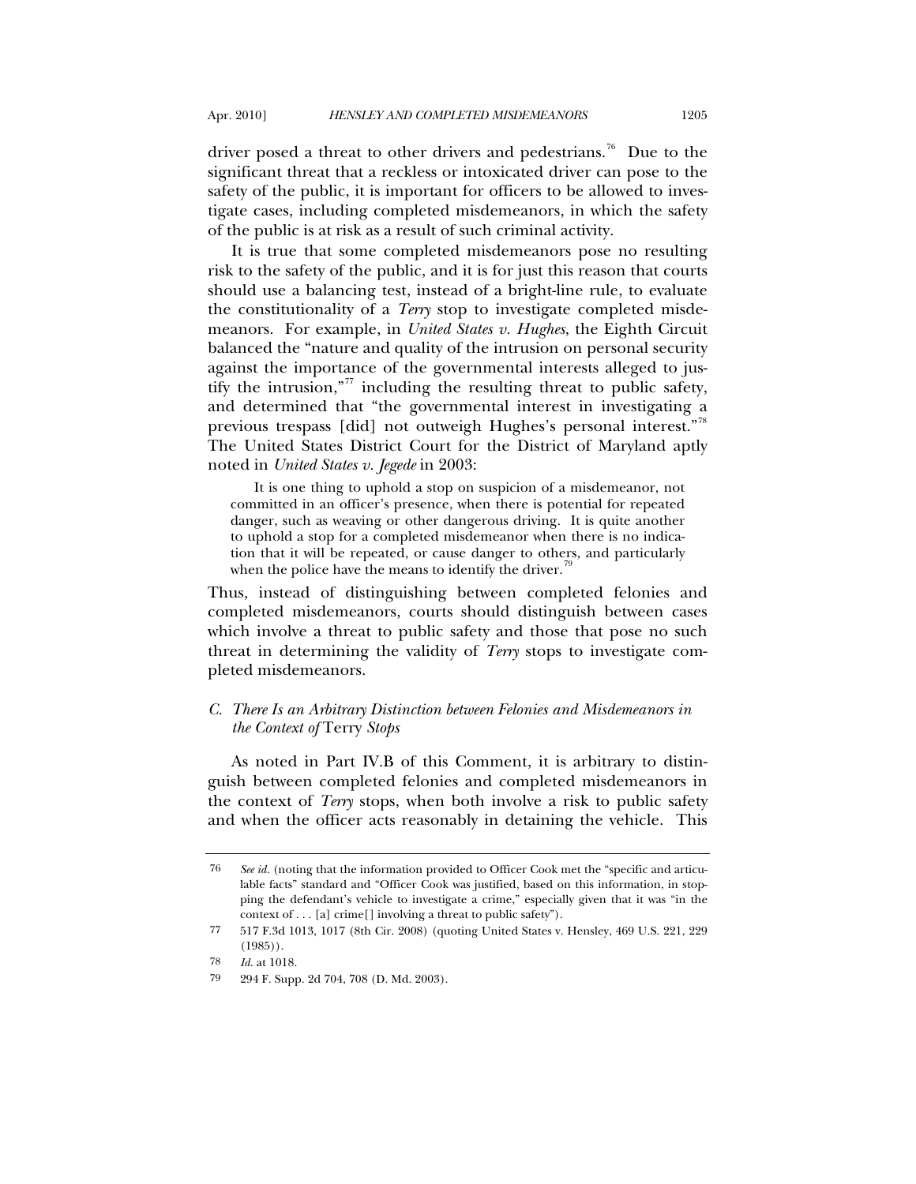driver posed a threat to other drivers and pedestrians.[76] Due to the significant threat that a reckless or intoxicated driver can pose to the safety of the public, it is important for officers to be allowed to investigate cases, including completed misdemeanors, in which the safety of the public is at risk as a result of such criminal activity.

It is true that some completed misdemeanors pose no resulting risk to the safety of the public, and it is for just this reason that courts should use a balancing test, instead of a bright-line rule, to evaluate the constitutionality of a *Terry* stop to investigate completed misdemeanors. For example, in *United States v. Hughes*, the Eighth Circuit balanced the "nature and quality of the intrusion on personal security against the importance of the governmental interests alleged to justify the intrusion,"[77] including the resulting threat to public safety, and determined that "the governmental interest in investigating a previous trespass [did] not outweigh Hughes's personal interest."[78] The United States District Court for the District of Maryland aptly noted in *United States v. Jegede* in 2003:

> It is one thing to uphold a stop on suspicion of a misdemeanor, not committed in an officer's presence, when there is potential for repeated danger, such as weaving or other dangerous driving. It is quite another to uphold a stop for a completed misdemeanor when there is no indication that it will be repeated, or cause danger to others, and particularly when the police have the means to identify the driver.[79]

Thus, instead of distinguishing between completed felonies and completed misdemeanors, courts should distinguish between cases which involve a threat to public safety and those that pose no such threat in determining the validity of *Terry* stops to investigate completed misdemeanors.

### C. *There Is an Arbitrary Distinction between Felonies and Misdemeanors in the Context of* Terry *Stops*

As noted in Part IV.B of this Comment, it is arbitrary to distinguish between completed felonies and completed misdemeanors in the context of *Terry* stops, when both involve a risk to public safety and when the officer acts reasonably in detaining the vehicle. This

---

76 *See id.* (noting that the information provided to Officer Cook met the "specific and articulable facts" standard and "Officer Cook was justified, based on this information, in stopping the defendant's vehicle to investigate a crime," especially given that it was "in the context of . . . [a] crime[] involving a threat to public safety").

77 517 F.3d 1013, 1017 (8th Cir. 2008) (quoting United States v. Hensley, 469 U.S. 221, 229 (1985)).

78 *Id.* at 1018.

79 294 F. Supp. 2d 704, 708 (D. Md. 2003).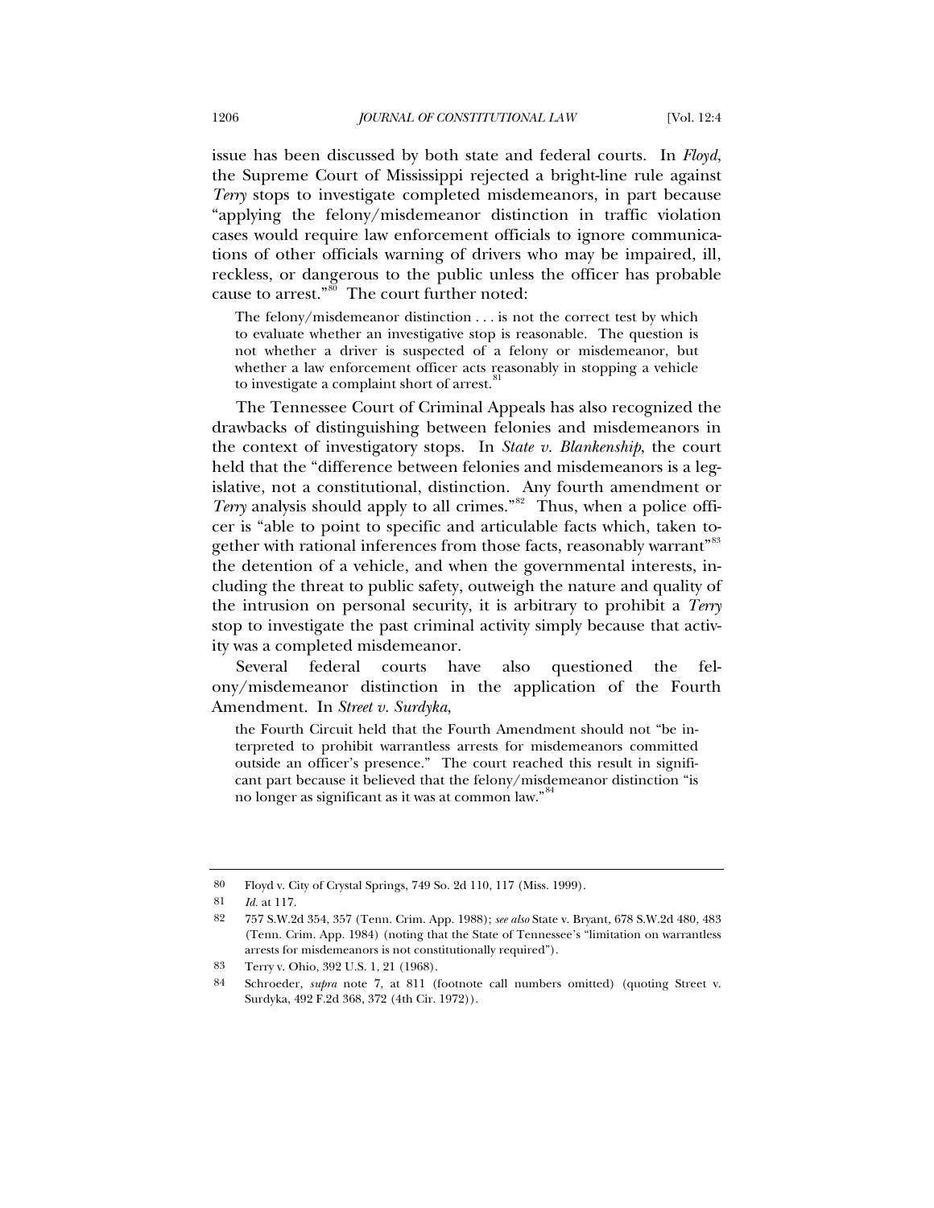issue has been discussed by both state and federal courts. In *Floyd*, the Supreme Court of Mississippi rejected a bright-line rule against *Terry* stops to investigate completed misdemeanors, in part because "applying the felony/misdemeanor distinction in traffic violation cases would require law enforcement officials to ignore communications of other officials warning of drivers who may be impaired, ill, reckless, or dangerous to the public unless the officer has probable cause to arrest."[80] The court further noted:

> The felony/misdemeanor distinction . . . is not the correct test by which to evaluate whether an investigative stop is reasonable. The question is not whether a driver is suspected of a felony or misdemeanor, but whether a law enforcement officer acts reasonably in stopping a vehicle to investigate a complaint short of arrest.[81]

The Tennessee Court of Criminal Appeals has also recognized the drawbacks of distinguishing between felonies and misdemeanors in the context of investigatory stops. In *State v. Blankenship*, the court held that the "difference between felonies and misdemeanors is a legislative, not a constitutional, distinction. Any fourth amendment or *Terry* analysis should apply to all crimes."[82] Thus, when a police officer is "able to point to specific and articulable facts which, taken together with rational inferences from those facts, reasonably warrant"[83] the detention of a vehicle, and when the governmental interests, including the threat to public safety, outweigh the nature and quality of the intrusion on personal security, it is arbitrary to prohibit a *Terry* stop to investigate the past criminal activity simply because that activity was a completed misdemeanor.

Several federal courts have also questioned the felony/misdemeanor distinction in the application of the Fourth Amendment. In *Street v. Surdyka*,

> the Fourth Circuit held that the Fourth Amendment should not "be interpreted to prohibit warrantless arrests for misdemeanors committed outside an officer's presence." The court reached this result in significant part because it believed that the felony/misdemeanor distinction "is no longer as significant as it was at common law."[84]

---

80 Floyd v. City of Crystal Springs, 749 So. 2d 110, 117 (Miss. 1999).

81 *Id.* at 117.

82 757 S.W.2d 354, 357 (Tenn. Crim. App. 1988); *see also* State v. Bryant, 678 S.W.2d 480, 483 (Tenn. Crim. App. 1984) (noting that the State of Tennessee's "limitation on warrantless arrests for misdemeanors is not constitutionally required").

83 Terry v. Ohio, 392 U.S. 1, 21 (1968).

84 Schroeder, *supra* note 7, at 811 (footnote call numbers omitted) (quoting Street v. Surdyka, 492 F.2d 368, 372 (4th Cir. 1972)).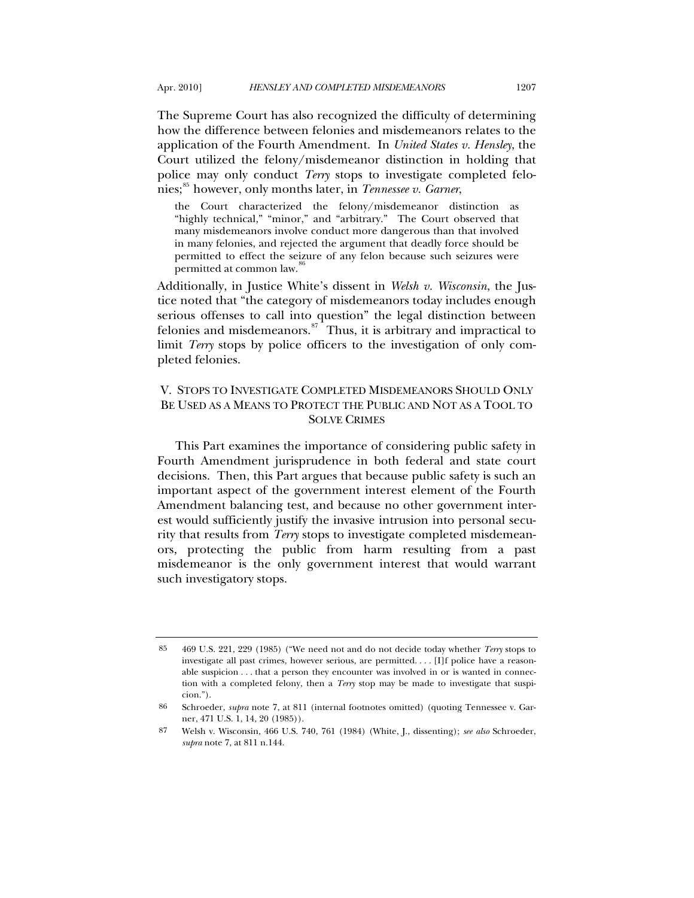The Supreme Court has also recognized the difficulty of determining how the difference between felonies and misdemeanors relates to the application of the Fourth Amendment. In *United States v. Hensley*, the Court utilized the felony/misdemeanor distinction in holding that police may only conduct *Terry* stops to investigate completed felonies;[85] however, only months later, in *Tennessee v. Garner*,

> the Court characterized the felony/misdemeanor distinction as "highly technical," "minor," and "arbitrary." The Court observed that many misdemeanors involve conduct more dangerous than that involved in many felonies, and rejected the argument that deadly force should be permitted to effect the seizure of any felon because such seizures were permitted at common law.[86]

Additionally, in Justice White's dissent in *Welsh v. Wisconsin*, the Justice noted that "the category of misdemeanors today includes enough serious offenses to call into question" the legal distinction between felonies and misdemeanors.[87] Thus, it is arbitrary and impractical to limit *Terry* stops by police officers to the investigation of only completed felonies.

## V. Stops to Investigate Completed Misdemeanors Should Only Be Used as a Means to Protect the Public and Not as a Tool to Solve Crimes

This Part examines the importance of considering public safety in Fourth Amendment jurisprudence in both federal and state court decisions. Then, this Part argues that because public safety is such an important aspect of the government interest element of the Fourth Amendment balancing test, and because no other government interest would sufficiently justify the invasive intrusion into personal security that results from *Terry* stops to investigate completed misdemeanors, protecting the public from harm resulting from a past misdemeanor is the only government interest that would warrant such investigatory stops.

---

85 469 U.S. 221, 229 (1985) ("We need not and do not decide today whether *Terry* stops to investigate all past crimes, however serious, are permitted. . . . [I]f police have a reasonable suspicion . . . that a person they encounter was involved in or is wanted in connection with a completed felony, then a *Terry* stop may be made to investigate that suspicion.").

86 Schroeder, *supra* note 7, at 811 (internal footnotes omitted) (quoting Tennessee v. Garner, 471 U.S. 1, 14, 20 (1985)).

87 Welsh v. Wisconsin, 466 U.S. 740, 761 (1984) (White, J., dissenting); *see also* Schroeder, *supra* note 7, at 811 n.144.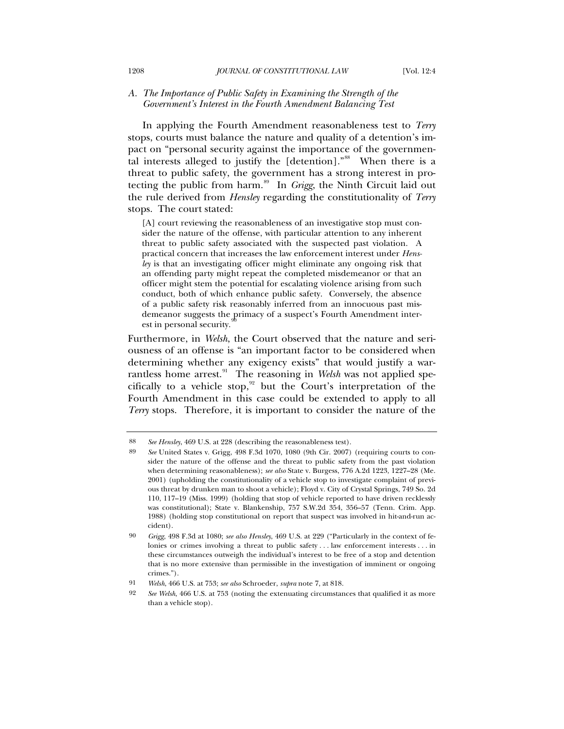### A. The Importance of Public Safety in Examining the Strength of the Government's Interest in the Fourth Amendment Balancing Test

In applying the Fourth Amendment reasonableness test to *Terry* stops, courts must balance the nature and quality of a detention's impact on "personal security against the importance of the governmental interests alleged to justify the [detention]."[88] When there is a threat to public safety, the government has a strong interest in protecting the public from harm.[89] In *Grigg*, the Ninth Circuit laid out the rule derived from *Hensley* regarding the constitutionality of *Terry* stops. The court stated:

> [A] court reviewing the reasonableness of an investigative stop must consider the nature of the offense, with particular attention to any inherent threat to public safety associated with the suspected past violation. A practical concern that increases the law enforcement interest under *Hensley* is that an investigating officer might eliminate any ongoing risk that an offending party might repeat the completed misdemeanor or that an officer might stem the potential for escalating violence arising from such conduct, both of which enhance public safety. Conversely, the absence of a public safety risk reasonably inferred from an innocuous past misdemeanor suggests the primacy of a suspect's Fourth Amendment interest in personal security.[90]

Furthermore, in *Welsh*, the Court observed that the nature and seriousness of an offense is "an important factor to be considered when determining whether any exigency exists" that would justify a warrantless home arrest.[91] The reasoning in *Welsh* was not applied specifically to a vehicle stop,[92] but the Court's interpretation of the Fourth Amendment in this case could be extended to apply to all *Terry* stops. Therefore, it is important to consider the nature of the

---

88 *See Hensley*, 469 U.S. at 228 (describing the reasonableness test).

89 *See* United States v. Grigg, 498 F.3d 1070, 1080 (9th Cir. 2007) (requiring courts to consider the nature of the offense and the threat to public safety from the past violation when determining reasonableness); *see also* State v. Burgess, 776 A.2d 1223, 1227–28 (Me. 2001) (upholding the constitutionality of a vehicle stop to investigate complaint of previous threat by drunken man to shoot a vehicle); Floyd v. City of Crystal Springs, 749 So. 2d 110, 117–19 (Miss. 1999) (holding that stop of vehicle reported to have driven recklessly was constitutional); State v. Blankenship, 757 S.W.2d 354, 356–57 (Tenn. Crim. App. 1988) (holding stop constitutional on report that suspect was involved in hit-and-run accident).

90 *Grigg*, 498 F.3d at 1080; *see also Hensley*, 469 U.S. at 229 ("Particularly in the context of felonies or crimes involving a threat to public safety . . . law enforcement interests . . . in these circumstances outweigh the individual's interest to be free of a stop and detention that is no more extensive than permissible in the investigation of imminent or ongoing crimes.").

91 *Welsh*, 466 U.S. at 753; *see also* Schroeder, *supra* note 7, at 818.

92 *See Welsh*, 466 U.S. at 753 (noting the extenuating circumstances that qualified it as more than a vehicle stop).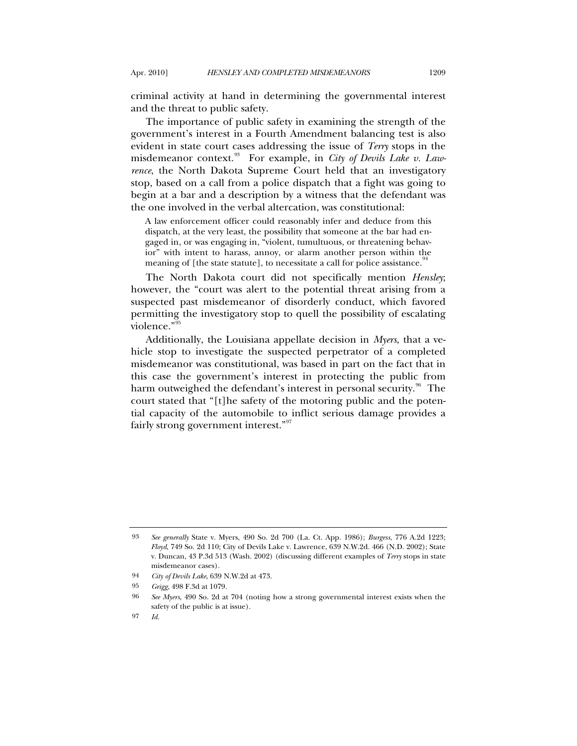criminal activity at hand in determining the governmental interest and the threat to public safety.

The importance of public safety in examining the strength of the government's interest in a Fourth Amendment balancing test is also evident in state court cases addressing the issue of *Terry* stops in the misdemeanor context.[93] For example, in *City of Devils Lake v. Lawrence*, the North Dakota Supreme Court held that an investigatory stop, based on a call from a police dispatch that a fight was going to begin at a bar and a description by a witness that the defendant was the one involved in the verbal altercation, was constitutional:

> A law enforcement officer could reasonably infer and deduce from this dispatch, at the very least, the possibility that someone at the bar had engaged in, or was engaging in, "violent, tumultuous, or threatening behavior" with intent to harass, annoy, or alarm another person within the meaning of [the state statute], to necessitate a call for police assistance.[94]

The North Dakota court did not specifically mention *Hensley*; however, the "court was alert to the potential threat arising from a suspected past misdemeanor of disorderly conduct, which favored permitting the investigatory stop to quell the possibility of escalating violence."[95]

Additionally, the Louisiana appellate decision in *Myers*, that a vehicle stop to investigate the suspected perpetrator of a completed misdemeanor was constitutional, was based in part on the fact that in this case the government's interest in protecting the public from harm outweighed the defendant's interest in personal security.[96] The court stated that "[t]he safety of the motoring public and the potential capacity of the automobile to inflict serious damage provides a fairly strong government interest."[97]

---

93 *See generally* State v. Myers, 490 So. 2d 700 (La. Ct. App. 1986); *Burgess*, 776 A.2d 1223; *Floyd*, 749 So. 2d 110; City of Devils Lake v. Lawrence, 639 N.W.2d. 466 (N.D. 2002); State v. Duncan, 43 P.3d 513 (Wash. 2002) (discussing different examples of *Terry* stops in state misdemeanor cases).

94 *City of Devils Lake*, 639 N.W.2d at 473.

95 *Grigg*, 498 F.3d at 1079.

96 *See Myers*, 490 So. 2d at 704 (noting how a strong governmental interest exists when the safety of the public is at issue).

97 *Id.*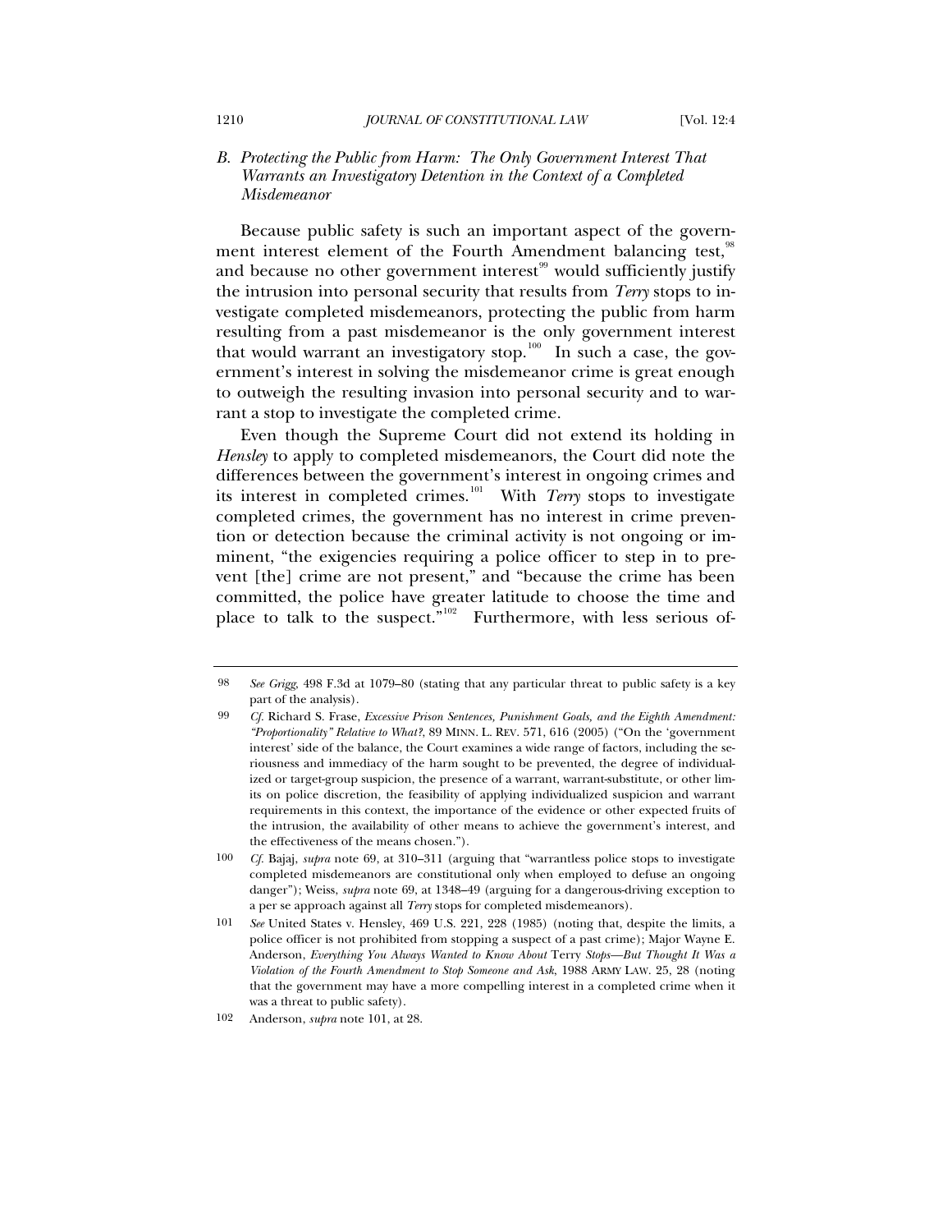### B. *Protecting the Public from Harm: The Only Government Interest That Warrants an Investigatory Detention in the Context of a Completed Misdemeanor*

Because public safety is such an important aspect of the government interest element of the Fourth Amendment balancing test,[98] and because no other government interest[99] would sufficiently justify the intrusion into personal security that results from *Terry* stops to investigate completed misdemeanors, protecting the public from harm resulting from a past misdemeanor is the only government interest that would warrant an investigatory stop.[100] In such a case, the government's interest in solving the misdemeanor crime is great enough to outweigh the resulting invasion into personal security and to warrant a stop to investigate the completed crime.

Even though the Supreme Court did not extend its holding in *Hensley* to apply to completed misdemeanors, the Court did note the differences between the government's interest in ongoing crimes and its interest in completed crimes.[101] With *Terry* stops to investigate completed crimes, the government has no interest in crime prevention or detection because the criminal activity is not ongoing or imminent, "the exigencies requiring a police officer to step in to prevent [the] crime are not present," and "because the crime has been committed, the police have greater latitude to choose the time and place to talk to the suspect."[102] Furthermore, with less serious of-

---

98 *See Grigg*, 498 F.3d at 1079–80 (stating that any particular threat to public safety is a key part of the analysis).

99 *Cf.* Richard S. Frase, *Excessive Prison Sentences, Punishment Goals, and the Eighth Amendment: "Proportionality" Relative to What?*, 89 MINN. L. REV. 571, 616 (2005) ("On the 'government interest' side of the balance, the Court examines a wide range of factors, including the seriousness and immediacy of the harm sought to be prevented, the degree of individualized or target-group suspicion, the presence of a warrant, warrant-substitute, or other limits on police discretion, the feasibility of applying individualized suspicion and warrant requirements in this context, the importance of the evidence or other expected fruits of the intrusion, the availability of other means to achieve the government's interest, and the effectiveness of the means chosen.").

100 *Cf.* Bajaj, *supra* note 69, at 310–311 (arguing that "warrantless police stops to investigate completed misdemeanors are constitutional only when employed to defuse an ongoing danger"); Weiss, *supra* note 69, at 1348–49 (arguing for a dangerous-driving exception to a per se approach against all *Terry* stops for completed misdemeanors).

101 *See* United States v. Hensley, 469 U.S. 221, 228 (1985) (noting that, despite the limits, a police officer is not prohibited from stopping a suspect of a past crime); Major Wayne E. Anderson, *Everything You Always Wanted to Know About* Terry *Stops—But Thought It Was a Violation of the Fourth Amendment to Stop Someone and Ask*, 1988 ARMY LAW. 25, 28 (noting that the government may have a more compelling interest in a completed crime when it was a threat to public safety).

102 Anderson, *supra* note 101, at 28.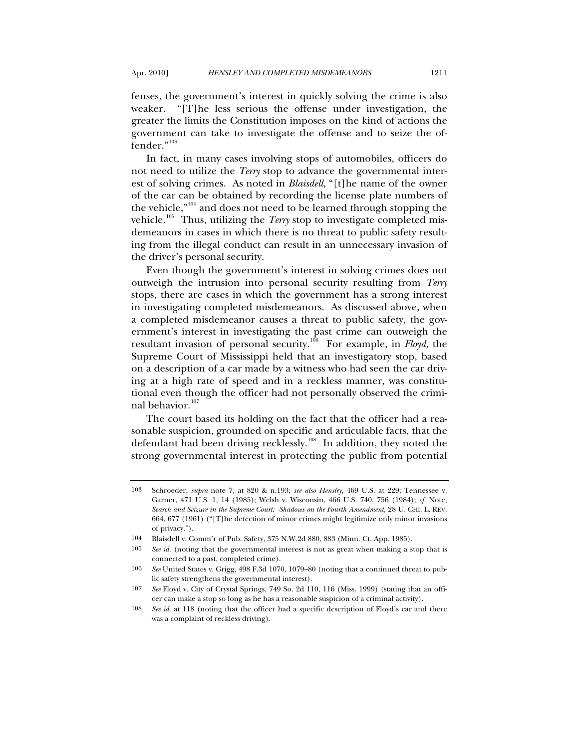fenses, the government's interest in quickly solving the crime is also weaker. "[T]he less serious the offense under investigation, the greater the limits the Constitution imposes on the kind of actions the government can take to investigate the offense and to seize the offender."[103]

In fact, in many cases involving stops of automobiles, officers do not need to utilize the *Terry* stop to advance the governmental interest of solving crimes. As noted in *Blaisdell*, "[t]he name of the owner of the car can be obtained by recording the license plate numbers of the vehicle,"[104] and does not need to be learned through stopping the vehicle.[105] Thus, utilizing the *Terry* stop to investigate completed misdemeanors in cases in which there is no threat to public safety resulting from the illegal conduct can result in an unnecessary invasion of the driver's personal security.

Even though the government's interest in solving crimes does not outweigh the intrusion into personal security resulting from *Terry* stops, there are cases in which the government has a strong interest in investigating completed misdemeanors. As discussed above, when a completed misdemeanor causes a threat to public safety, the government's interest in investigating the past crime can outweigh the resultant invasion of personal security.[106] For example, in *Floyd*, the Supreme Court of Mississippi held that an investigatory stop, based on a description of a car made by a witness who had seen the car driving at a high rate of speed and in a reckless manner, was constitutional even though the officer had not personally observed the criminal behavior.[107]

The court based its holding on the fact that the officer had a reasonable suspicion, grounded on specific and articulable facts, that the defendant had been driving recklessly.[108] In addition, they noted the strong governmental interest in protecting the public from potential

---

103 Schroeder, *supra* note 7, at 820 & n.193; *see also Hensley*, 469 U.S. at 229; Tennessee v. Garner, 471 U.S. 1, 14 (1985); Welsh v. Wisconsin, 466 U.S. 740, 756 (1984); *cf.* Note, *Search and Seizure in the Supreme Court: Shadows on the Fourth Amendment*, 28 U. CHI. L. REV. 664, 677 (1961) ("[T]he detection of minor crimes might legitimize only minor invasions of privacy.").

104 Blaisdell v. Comm'r of Pub. Safety, 375 N.W.2d 880, 883 (Minn. Ct. App. 1985).

105 *See id.* (noting that the governmental interest is not as great when making a stop that is connected to a past, completed crime).

106 *See* United States v. Grigg, 498 F.3d 1070, 1079–80 (noting that a continued threat to public safety strengthens the governmental interest).

107 *See* Floyd v. City of Crystal Springs, 749 So. 2d 110, 116 (Miss. 1999) (stating that an officer can make a stop so long as he has a reasonable suspicion of a criminal activity).

108 *See id.* at 118 (noting that the officer had a specific description of Floyd's car and there was a complaint of reckless driving).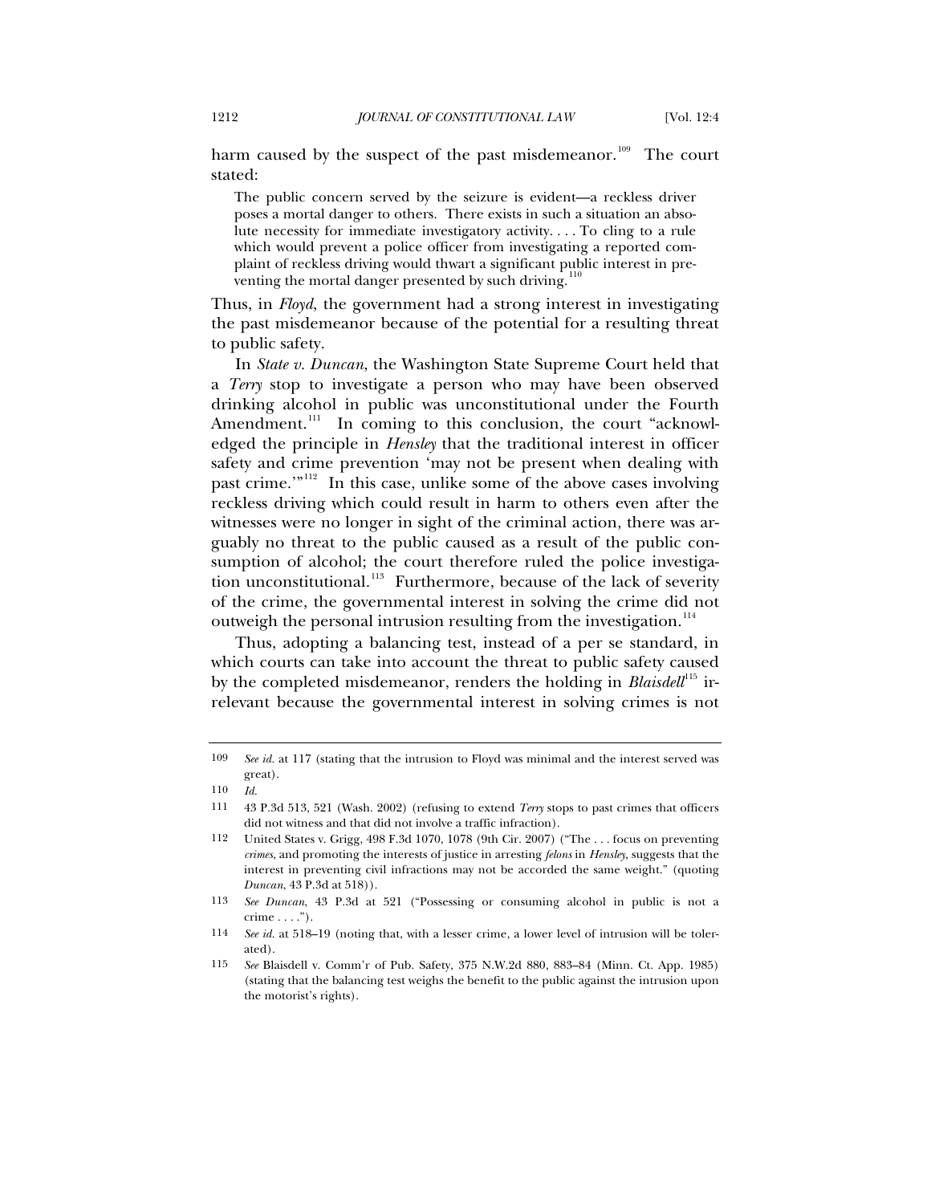harm caused by the suspect of the past misdemeanor.[109] The court stated:

> The public concern served by the seizure is evident—a reckless driver poses a mortal danger to others. There exists in such a situation an absolute necessity for immediate investigatory activity. . . . To cling to a rule which would prevent a police officer from investigating a reported complaint of reckless driving would thwart a significant public interest in preventing the mortal danger presented by such driving.[110]

Thus, in *Floyd*, the government had a strong interest in investigating the past misdemeanor because of the potential for a resulting threat to public safety.

In *State v. Duncan*, the Washington State Supreme Court held that a *Terry* stop to investigate a person who may have been observed drinking alcohol in public was unconstitutional under the Fourth Amendment.[111] In coming to this conclusion, the court "acknowledged the principle in *Hensley* that the traditional interest in officer safety and crime prevention 'may not be present when dealing with past crime.'"[112] In this case, unlike some of the above cases involving reckless driving which could result in harm to others even after the witnesses were no longer in sight of the criminal action, there was arguably no threat to the public caused as a result of the public consumption of alcohol; the court therefore ruled the police investigation unconstitutional.[113] Furthermore, because of the lack of severity of the crime, the governmental interest in solving the crime did not outweigh the personal intrusion resulting from the investigation.[114]

Thus, adopting a balancing test, instead of a per se standard, in which courts can take into account the threat to public safety caused by the completed misdemeanor, renders the holding in *Blaisdell*[115] irrelevant because the governmental interest in solving crimes is not

---

109 *See id.* at 117 (stating that the intrusion to Floyd was minimal and the interest served was great).

110 *Id.*

111 43 P.3d 513, 521 (Wash. 2002) (refusing to extend *Terry* stops to past crimes that officers did not witness and that did not involve a traffic infraction).

112 United States v. Grigg, 498 F.3d 1070, 1078 (9th Cir. 2007) ("The . . . focus on preventing *crimes*, and promoting the interests of justice in arresting *felons* in *Hensley*, suggests that the interest in preventing civil infractions may not be accorded the same weight." (quoting *Duncan*, 43 P.3d at 518)).

113 *See Duncan*, 43 P.3d at 521 ("Possessing or consuming alcohol in public is not a crime . . . .").

114 *See id.* at 518–19 (noting that, with a lesser crime, a lower level of intrusion will be tolerated).

115 *See* Blaisdell v. Comm'r of Pub. Safety, 375 N.W.2d 880, 883–84 (Minn. Ct. App. 1985) (stating that the balancing test weighs the benefit to the public against the intrusion upon the motorist's rights).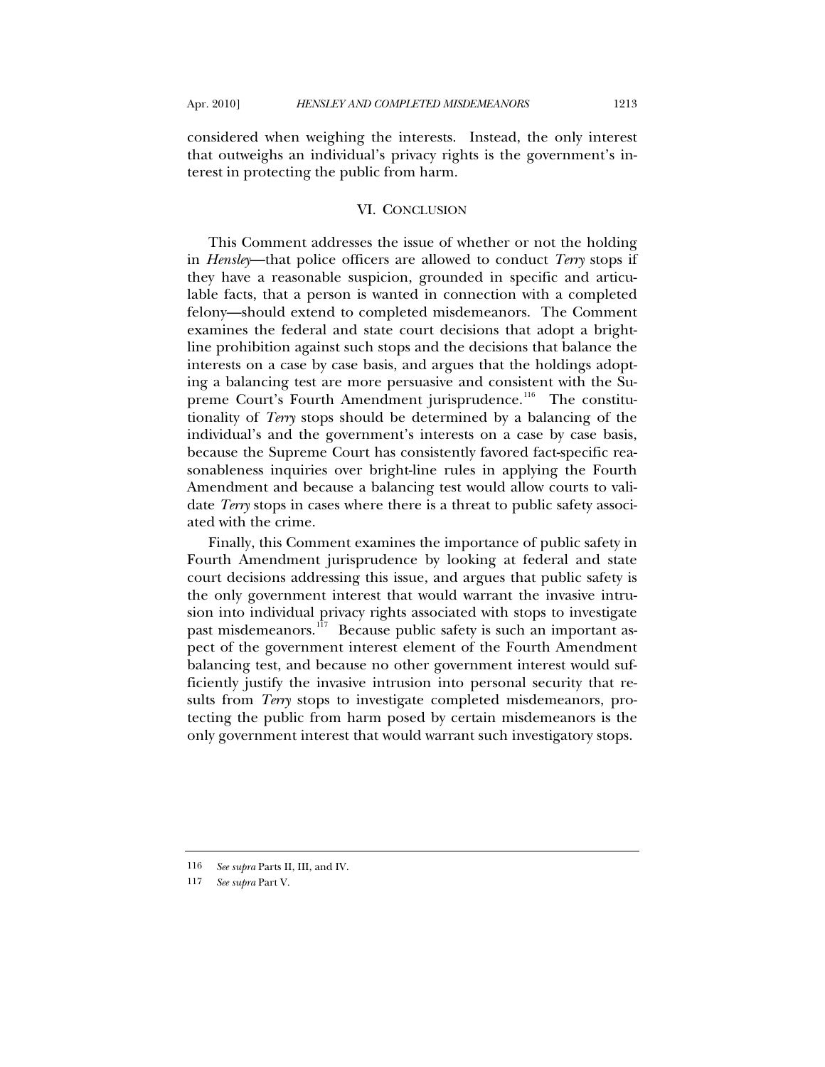considered when weighing the interests. Instead, the only interest that outweighs an individual's privacy rights is the government's interest in protecting the public from harm.

## VI. CONCLUSION

This Comment addresses the issue of whether or not the holding in *Hensley*—that police officers are allowed to conduct *Terry* stops if they have a reasonable suspicion, grounded in specific and articulable facts, that a person is wanted in connection with a completed felony—should extend to completed misdemeanors. The Comment examines the federal and state court decisions that adopt a bright-line prohibition against such stops and the decisions that balance the interests on a case by case basis, and argues that the holdings adopting a balancing test are more persuasive and consistent with the Supreme Court's Fourth Amendment jurisprudence.[116] The constitutionality of *Terry* stops should be determined by a balancing of the individual's and the government's interests on a case by case basis, because the Supreme Court has consistently favored fact-specific reasonableness inquiries over bright-line rules in applying the Fourth Amendment and because a balancing test would allow courts to validate *Terry* stops in cases where there is a threat to public safety associated with the crime.

Finally, this Comment examines the importance of public safety in Fourth Amendment jurisprudence by looking at federal and state court decisions addressing this issue, and argues that public safety is the only government interest that would warrant the invasive intrusion into individual privacy rights associated with stops to investigate past misdemeanors.[117] Because public safety is such an important aspect of the government interest element of the Fourth Amendment balancing test, and because no other government interest would sufficiently justify the invasive intrusion into personal security that results from *Terry* stops to investigate completed misdemeanors, protecting the public from harm posed by certain misdemeanors is the only government interest that would warrant such investigatory stops.

---

116 *See supra* Parts II, III, and IV.

117 *See supra* Part V.